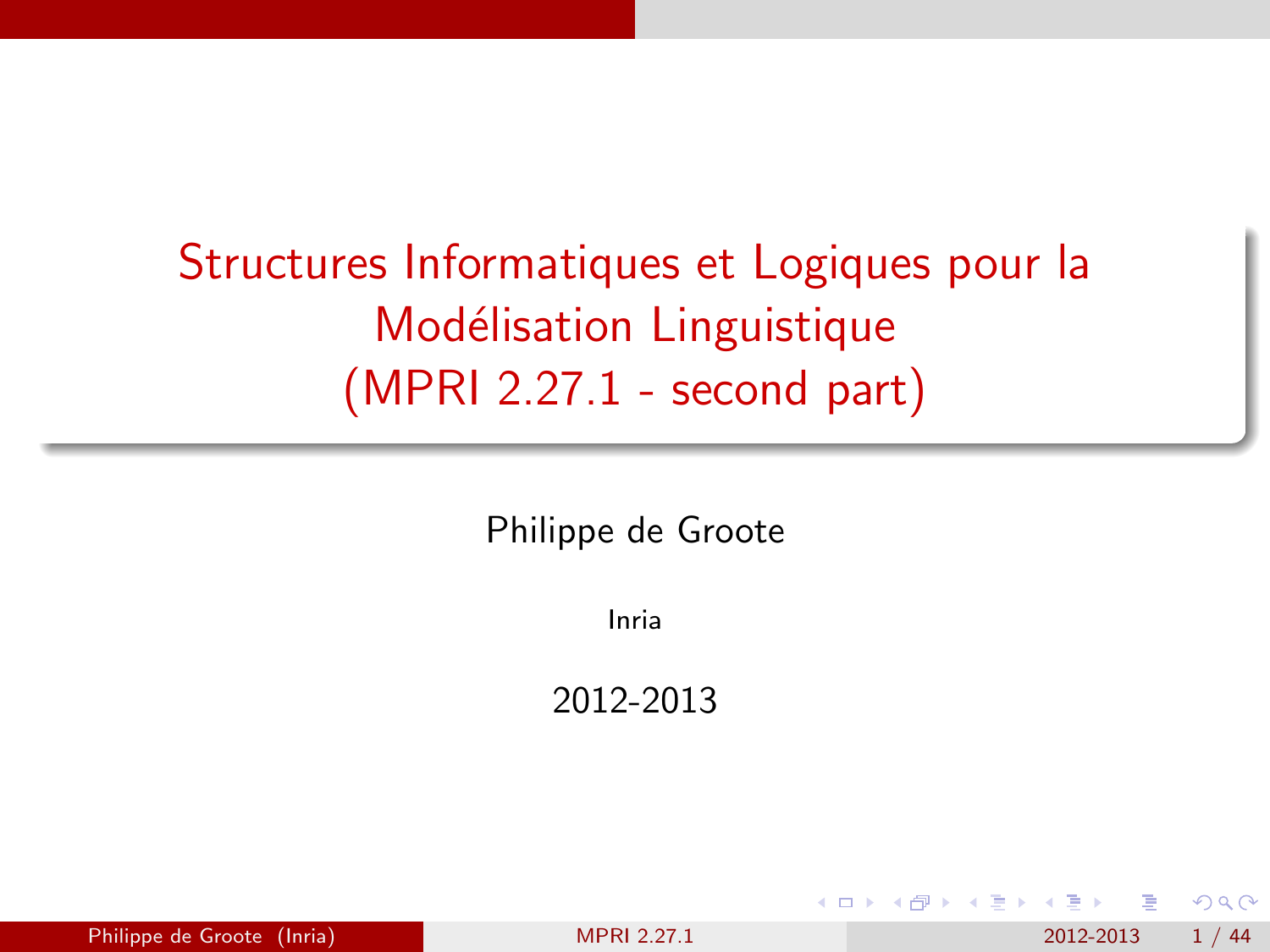# Structures Informatiques et Logiques pour la Modélisation Linguistique (MPRI 2.27.1 - second part)

Philippe de Groote

Inria

2012-2013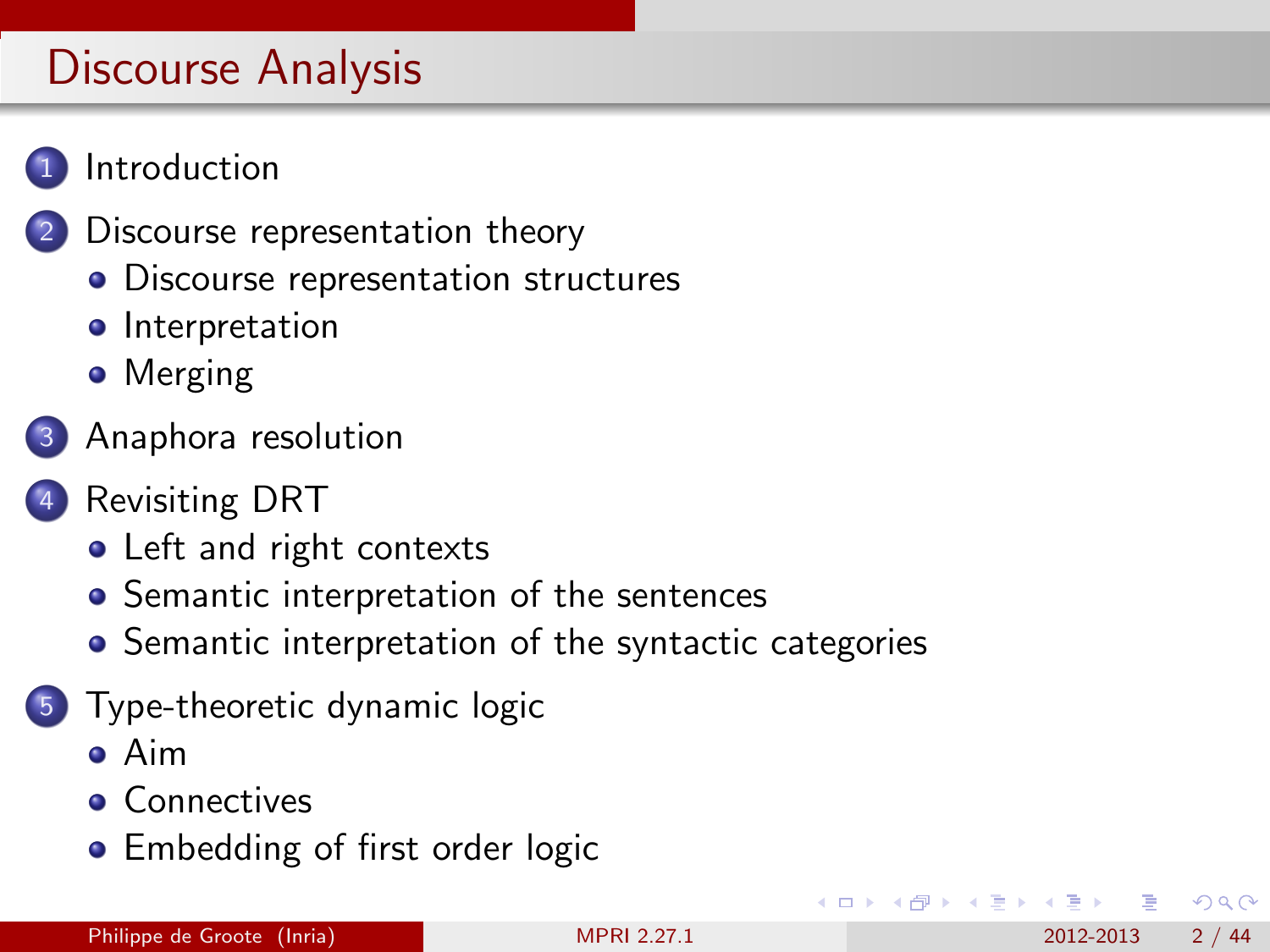# Discourse Analysis

1. Introduction
2. Discourse representation theory
   - Discourse representation structures
   - Interpretation
   - Merging
3. Anaphora resolution
4. Revisiting DRT
   - Left and right contexts
   - Semantic interpretation of the sentences
   - Semantic interpretation of the syntactic categories
5. Type-theoretic dynamic logic
   - Aim
   - Connectives
   - Embedding of first order logic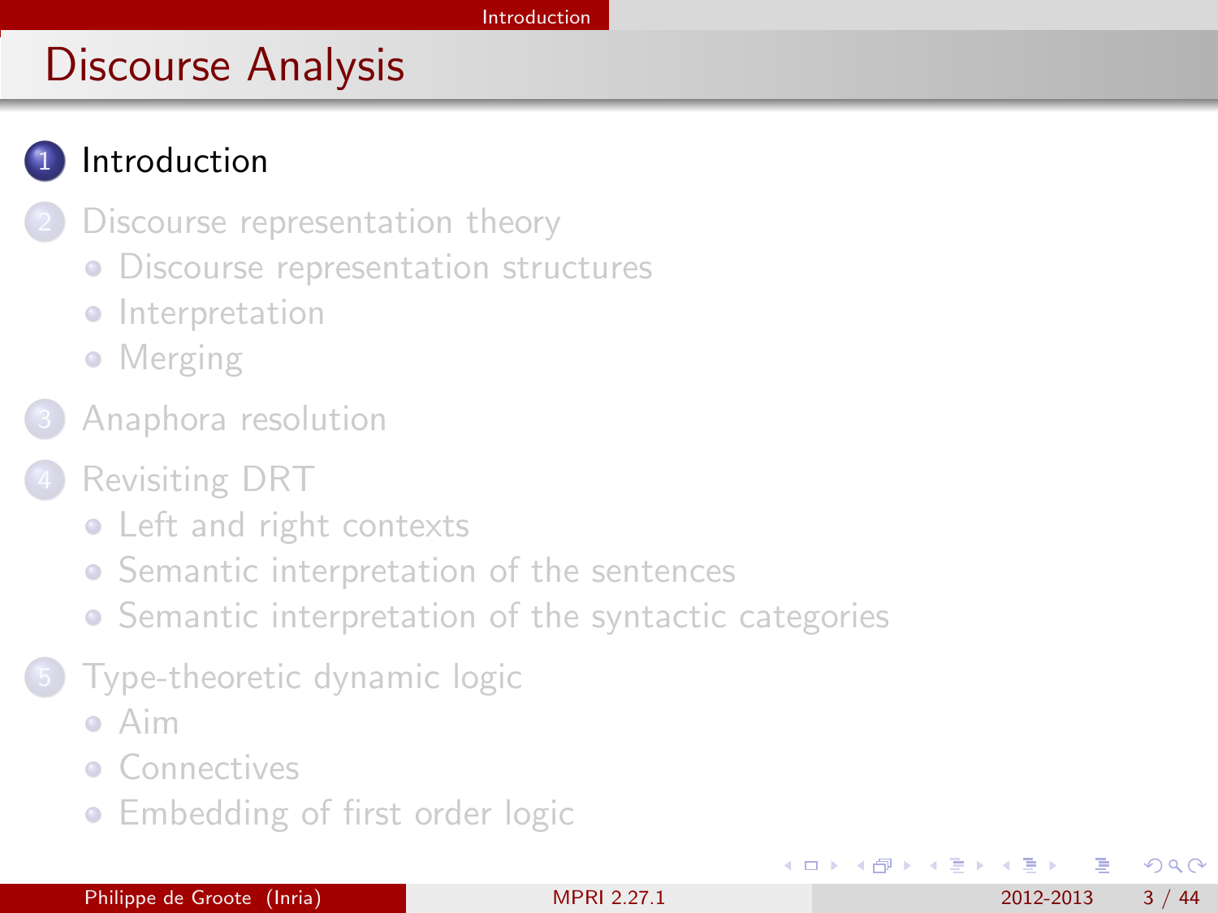# Discourse Analysis

1. Introduction
2. Discourse representation theory
   - Discourse representation structures
   - Interpretation
   - Merging
3. Anaphora resolution
4. Revisiting DRT
   - Left and right contexts
   - Semantic interpretation of the sentences
   - Semantic interpretation of the syntactic categories
5. Type-theoretic dynamic logic
   - Aim
   - Connectives
   - Embedding of first order logic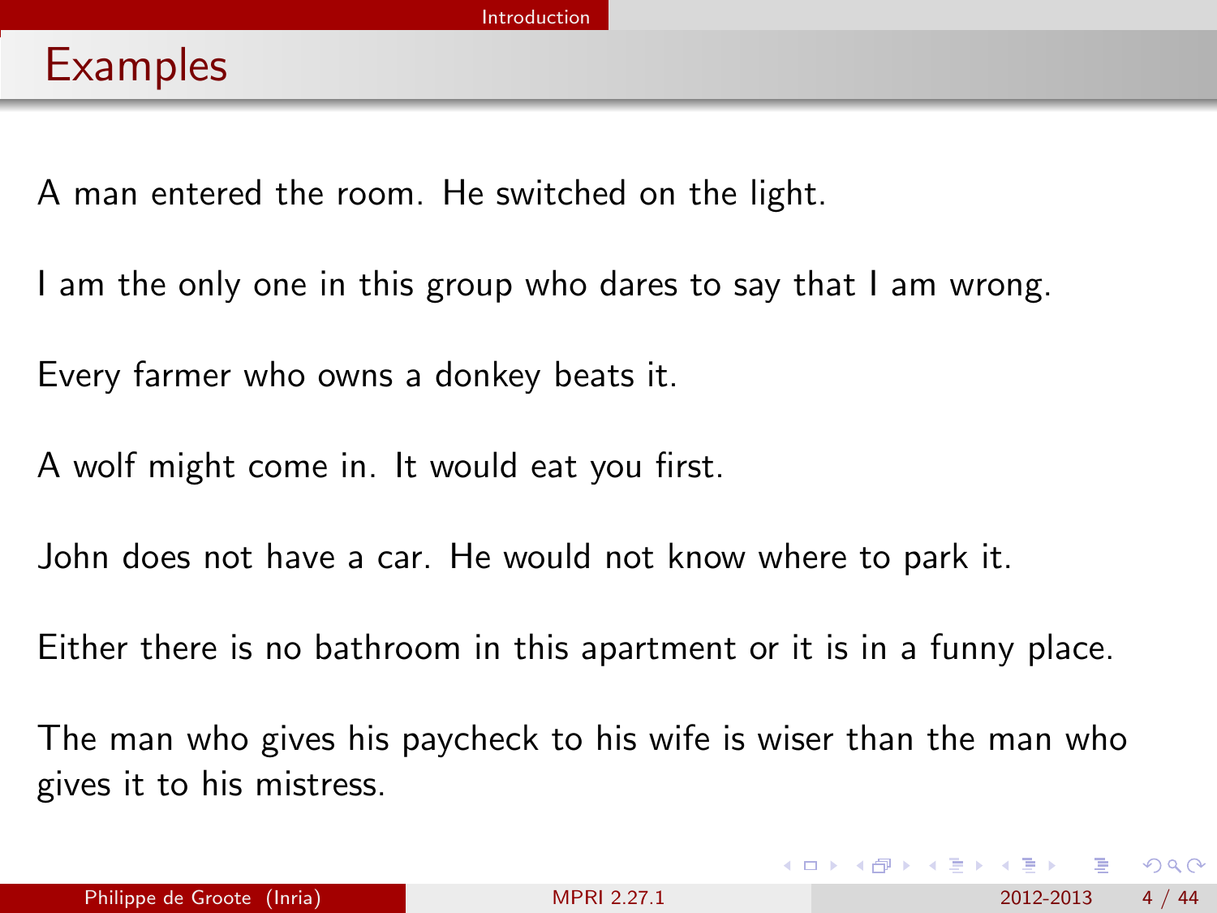# Examples

A man entered the room. He switched on the light.

I am the only one in this group who dares to say that I am wrong.

Every farmer who owns a donkey beats it.

A wolf might come in. It would eat you first.

John does not have a car. He would not know where to park it.

Either there is no bathroom in this apartment or it is in a funny place.

The man who gives his paycheck to his wife is wiser than the man who gives it to his mistress.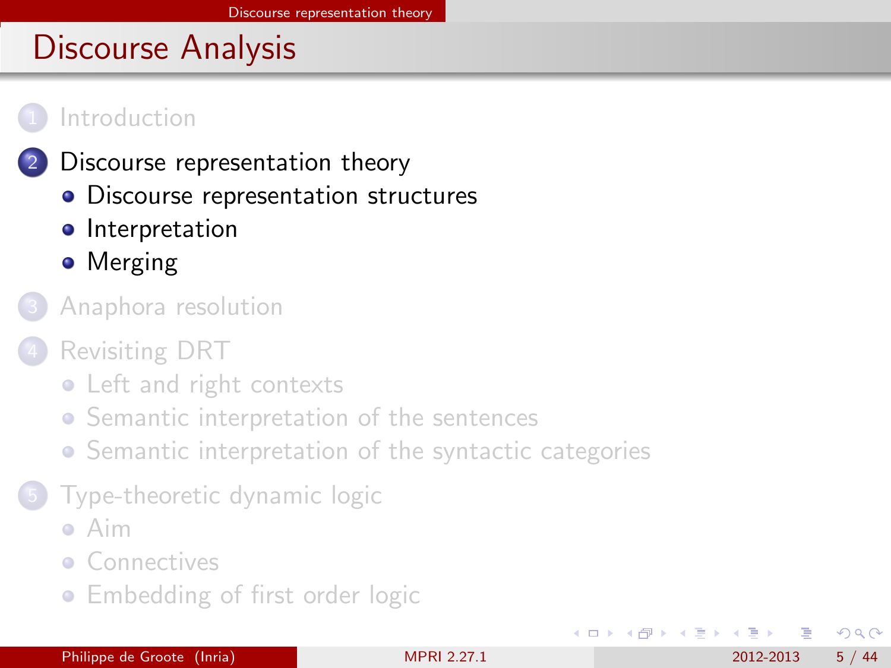# Discourse Analysis

1. Introduction
2. Discourse representation theory
   - Discourse representation structures
   - Interpretation
   - Merging
3. Anaphora resolution
4. Revisiting DRT
   - Left and right contexts
   - Semantic interpretation of the sentences
   - Semantic interpretation of the syntactic categories
5. Type-theoretic dynamic logic
   - Aim
   - Connectives
   - Embedding of first order logic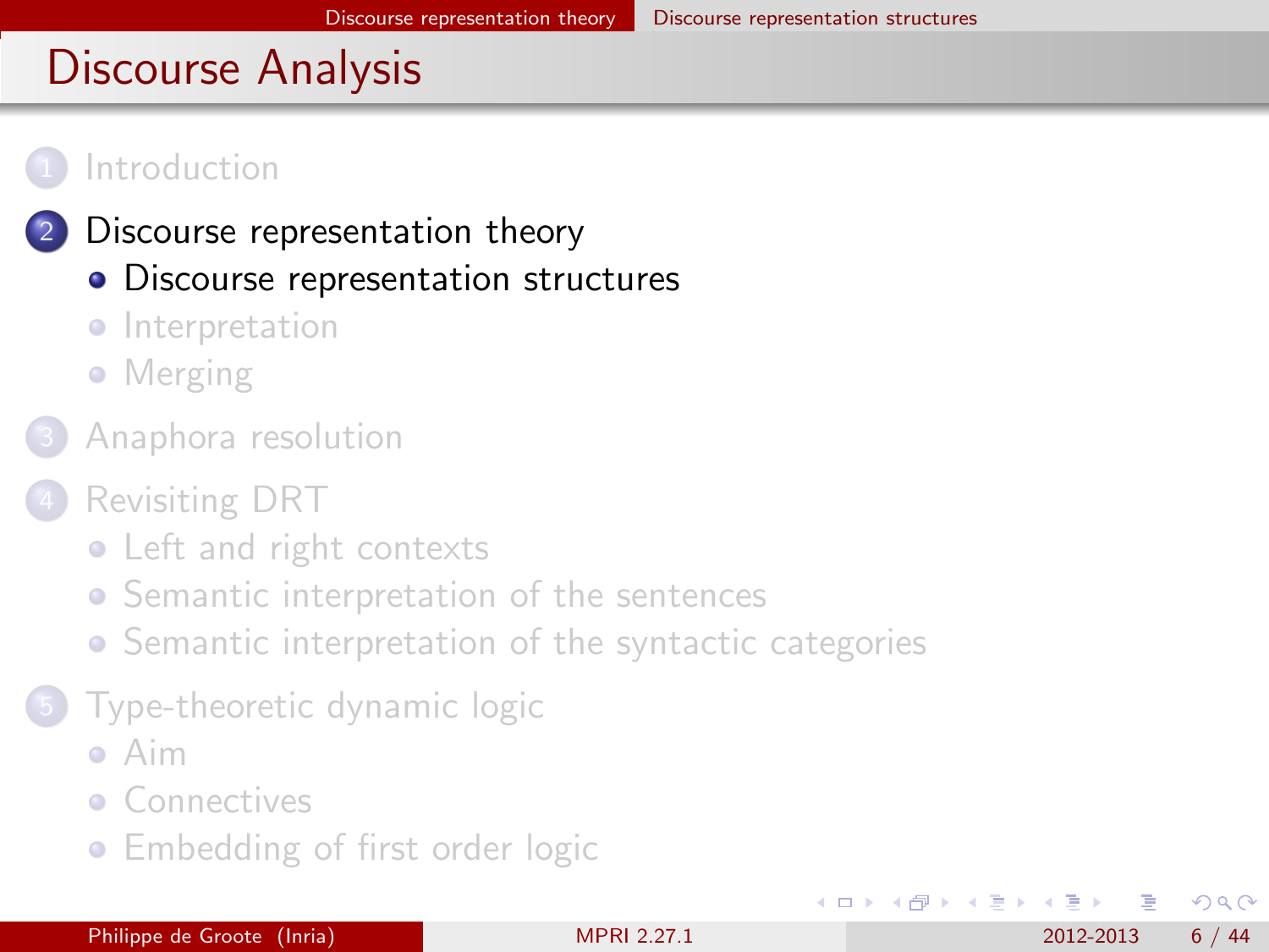# Discourse Analysis

1. Introduction
2. Discourse representation theory
   - Discourse representation structures
   - Interpretation
   - Merging
3. Anaphora resolution
4. Revisiting DRT
   - Left and right contexts
   - Semantic interpretation of the sentences
   - Semantic interpretation of the syntactic categories
5. Type-theoretic dynamic logic
   - Aim
   - Connectives
   - Embedding of first order logic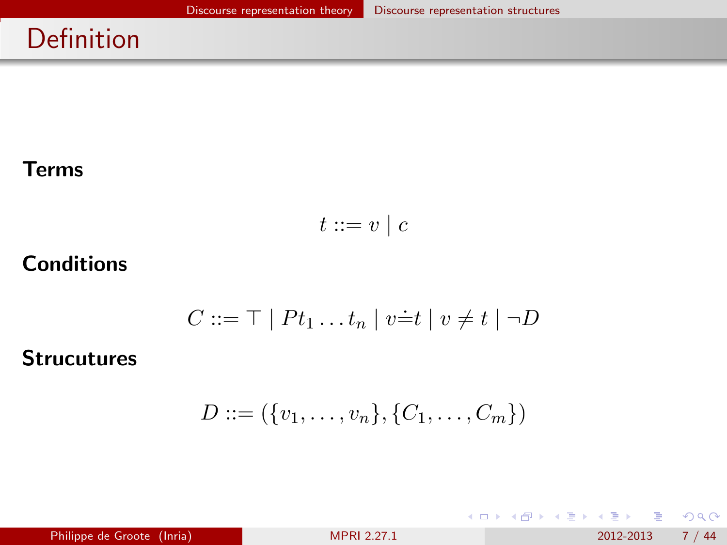# Definition

**Terms**

$$t ::= v \mid c$$

**Conditions**

$$C ::= \top \mid Pt_1 \ldots t_n \mid v \doteq t \mid v \neq t \mid \neg D$$

**Strucutures**

$$D ::= (\{v_1, \ldots, v_n\}, \{C_1, \ldots, C_m\})$$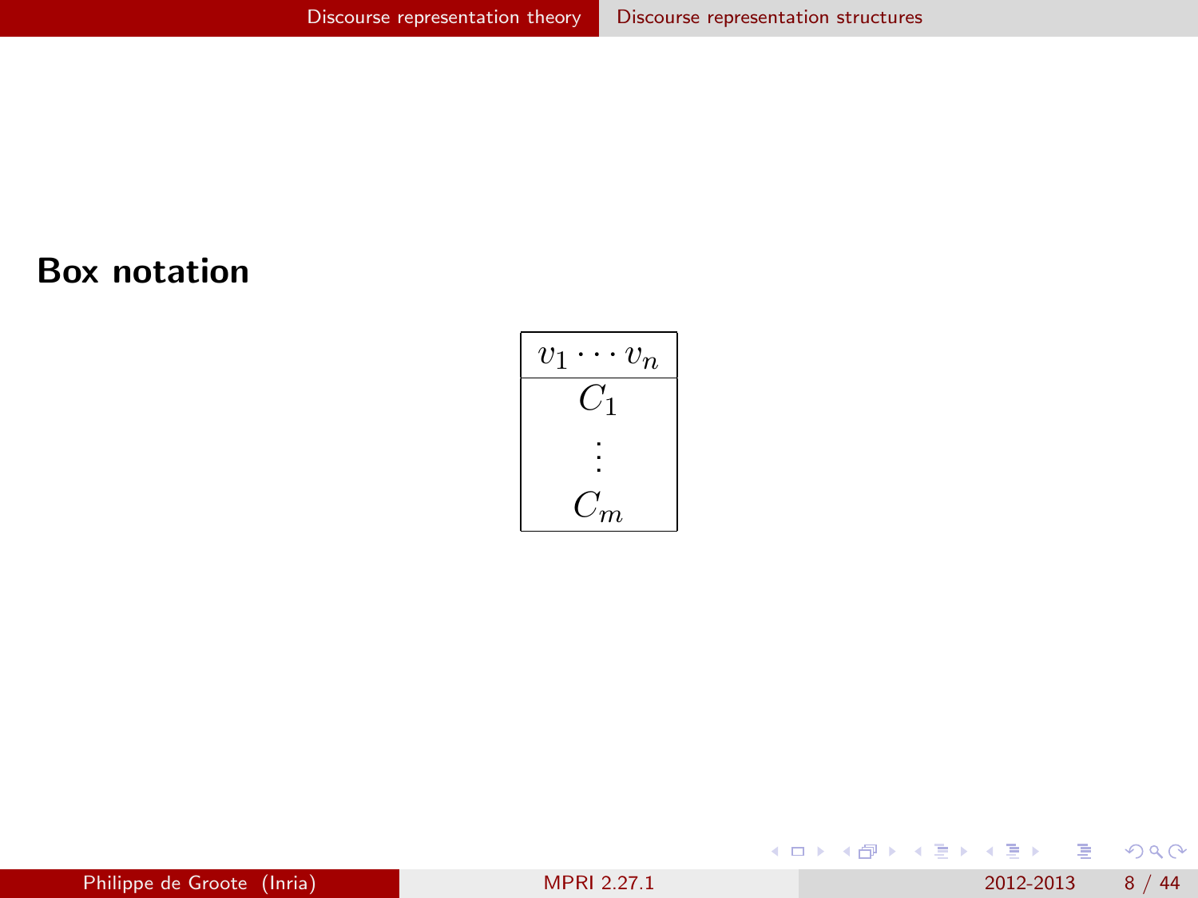## Box notation

$$
\begin{array}{|c|}
\hline
v_1 \cdots v_n \\
\hline
C_1 \\
\vdots \\
C_m \\
\hline
\end{array}
$$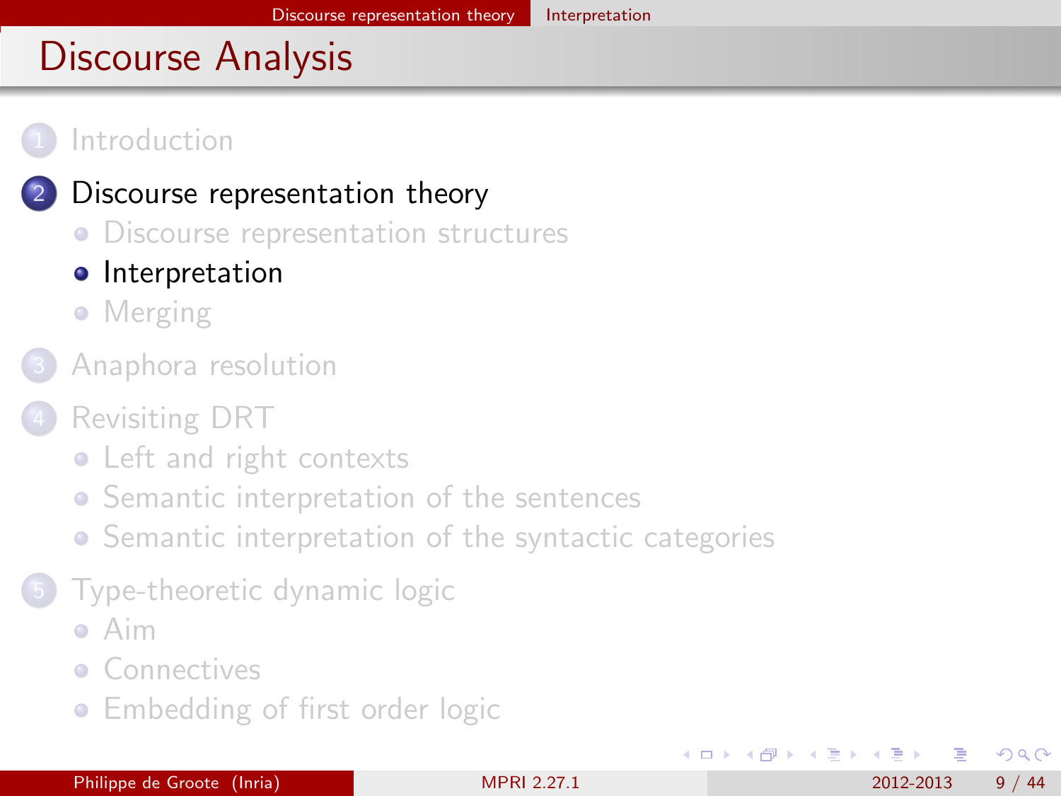# Discourse Analysis

1. Introduction
2. Discourse representation theory
   - Discourse representation structures
   - Interpretation
   - Merging
3. Anaphora resolution
4. Revisiting DRT
   - Left and right contexts
   - Semantic interpretation of the sentences
   - Semantic interpretation of the syntactic categories
5. Type-theoretic dynamic logic
   - Aim
   - Connectives
   - Embedding of first order logic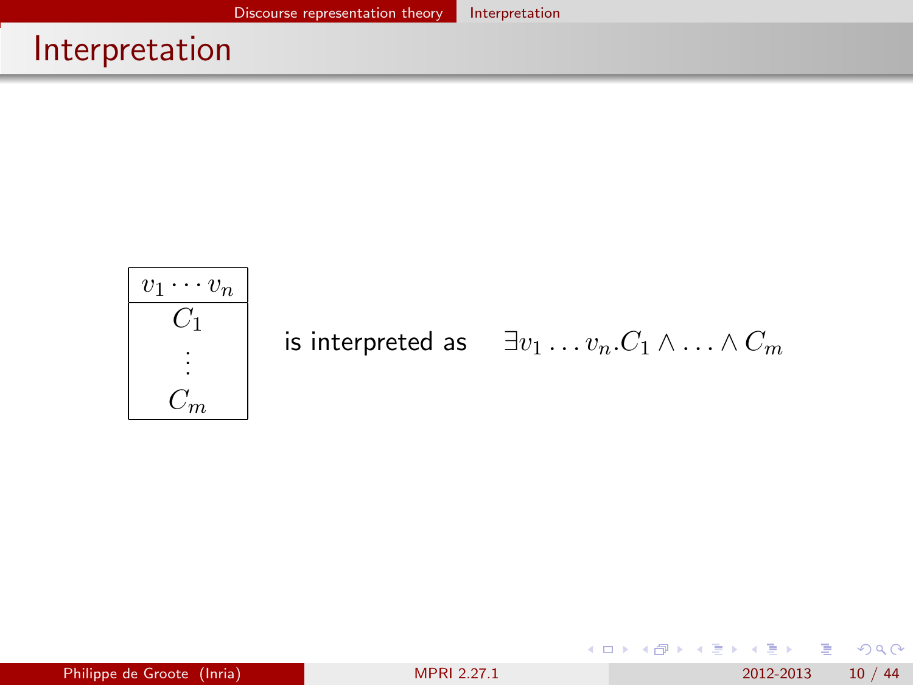# Interpretation

$$\begin{array}{|c|}\hline v_1 \cdots v_n \\ \hline C_1 \\ \vdots \\ C_m \\ \hline \end{array}$$

is interpreted as $\exists v_1 \ldots v_n . C_1 \wedge \ldots \wedge C_m$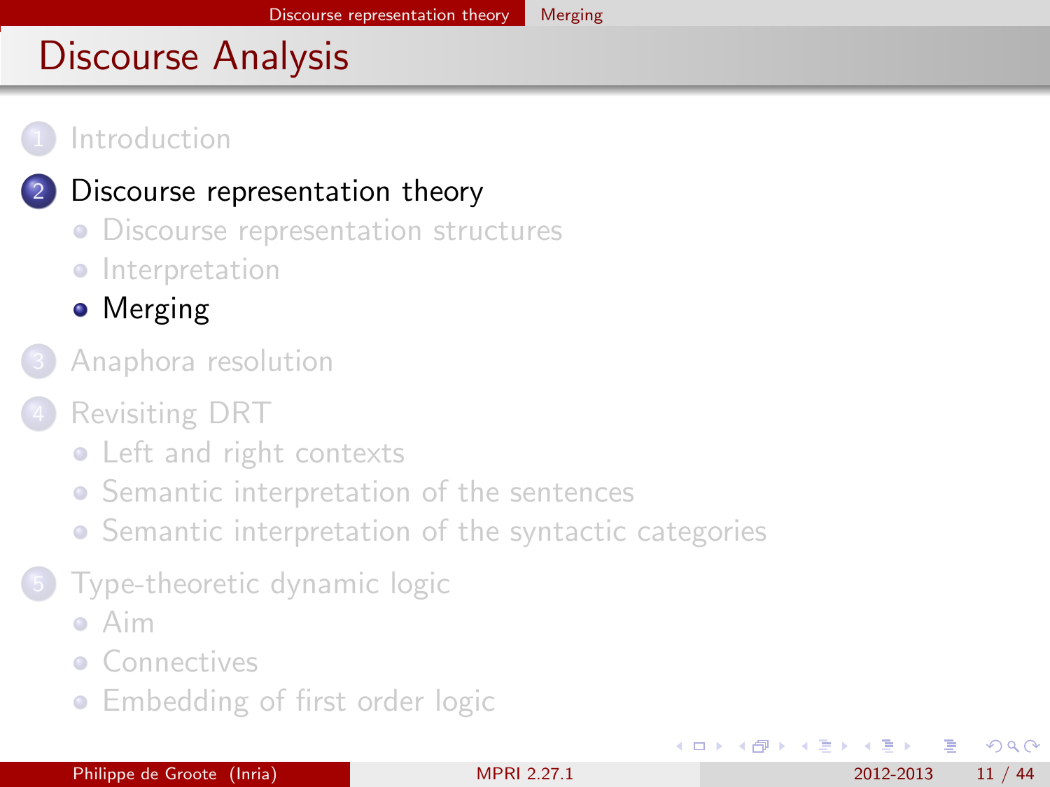# Discourse Analysis

1. Introduction
2. Discourse representation theory
   - Discourse representation structures
   - Interpretation
   - Merging
3. Anaphora resolution
4. Revisiting DRT
   - Left and right contexts
   - Semantic interpretation of the sentences
   - Semantic interpretation of the syntactic categories
5. Type-theoretic dynamic logic
   - Aim
   - Connectives
   - Embedding of first order logic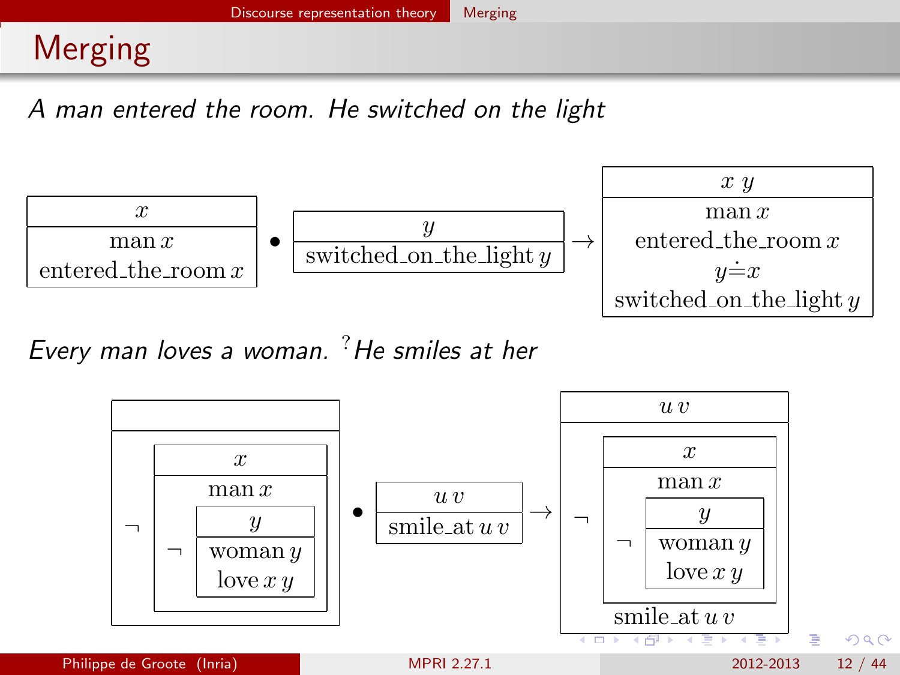# Merging

*A man entered the room. He switched on the light*

| $x$ |
|---|
| man $x$ |
| entered_the_room $x$ |

$\bullet$

| $y$ |
|---|
| switched_on_the_light $y$ |

$\rightarrow$

| $x$ $y$ |
|---|
| man $x$ |
| entered_the_room $x$ |
| $y \doteq x$ |
| switched_on_the_light $y$ |

*Every man loves a woman.* ?*He smiles at her*

$$\begin{array}{|c|}\hline \\ \hline \neg \begin{array}{|c|}\hline x \\ \hline \text{man } x \\ \neg \begin{array}{|c|}\hline y \\ \hline \text{woman } y \\ \text{love } x\ y \\ \hline \end{array} \\ \hline \end{array} \\ \hline \end{array} \bullet \begin{array}{|c|}\hline u\ v \\ \hline \text{smile\_at } u\ v \\ \hline \end{array} \rightarrow \begin{array}{|c|}\hline u\ v \\ \hline \neg \begin{array}{|c|}\hline x \\ \hline \text{man } x \\ \neg \begin{array}{|c|}\hline y \\ \hline \text{woman } y \\ \text{love } x\ y \\ \hline \end{array} \\ \hline \end{array} \\ \text{smile\_at } u\ v \\ \hline \end{array}$$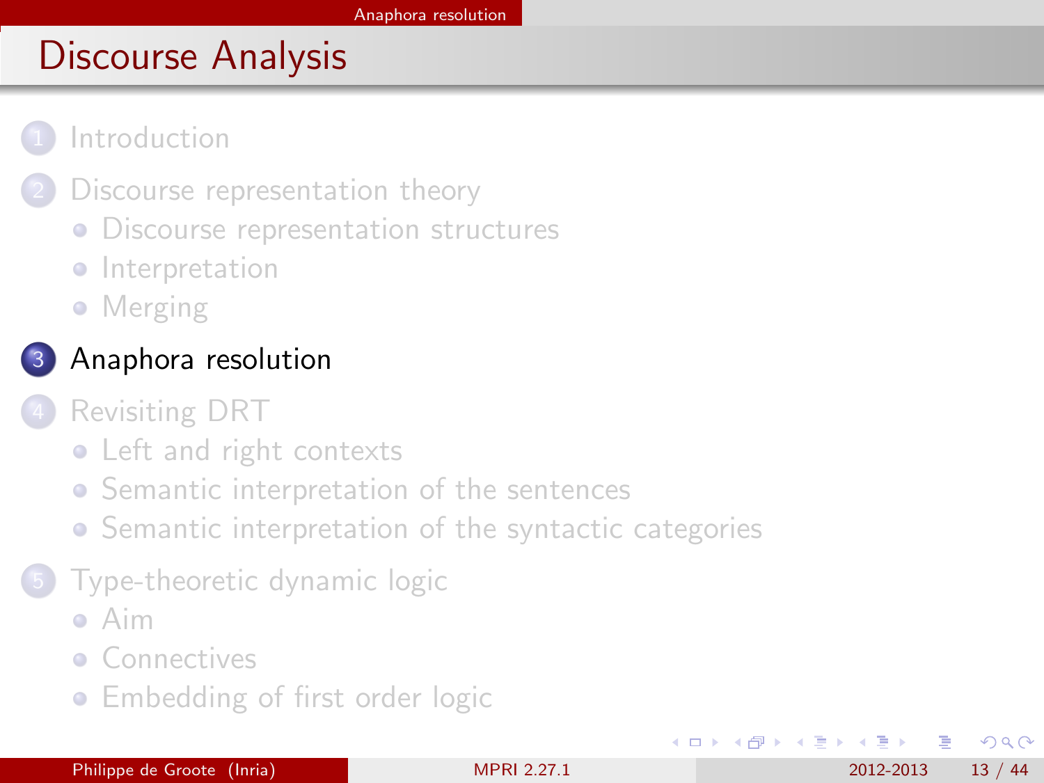# Discourse Analysis

1. Introduction
2. Discourse representation theory
   - Discourse representation structures
   - Interpretation
   - Merging
3. **Anaphora resolution**
4. Revisiting DRT
   - Left and right contexts
   - Semantic interpretation of the sentences
   - Semantic interpretation of the syntactic categories
5. Type-theoretic dynamic logic
   - Aim
   - Connectives
   - Embedding of first order logic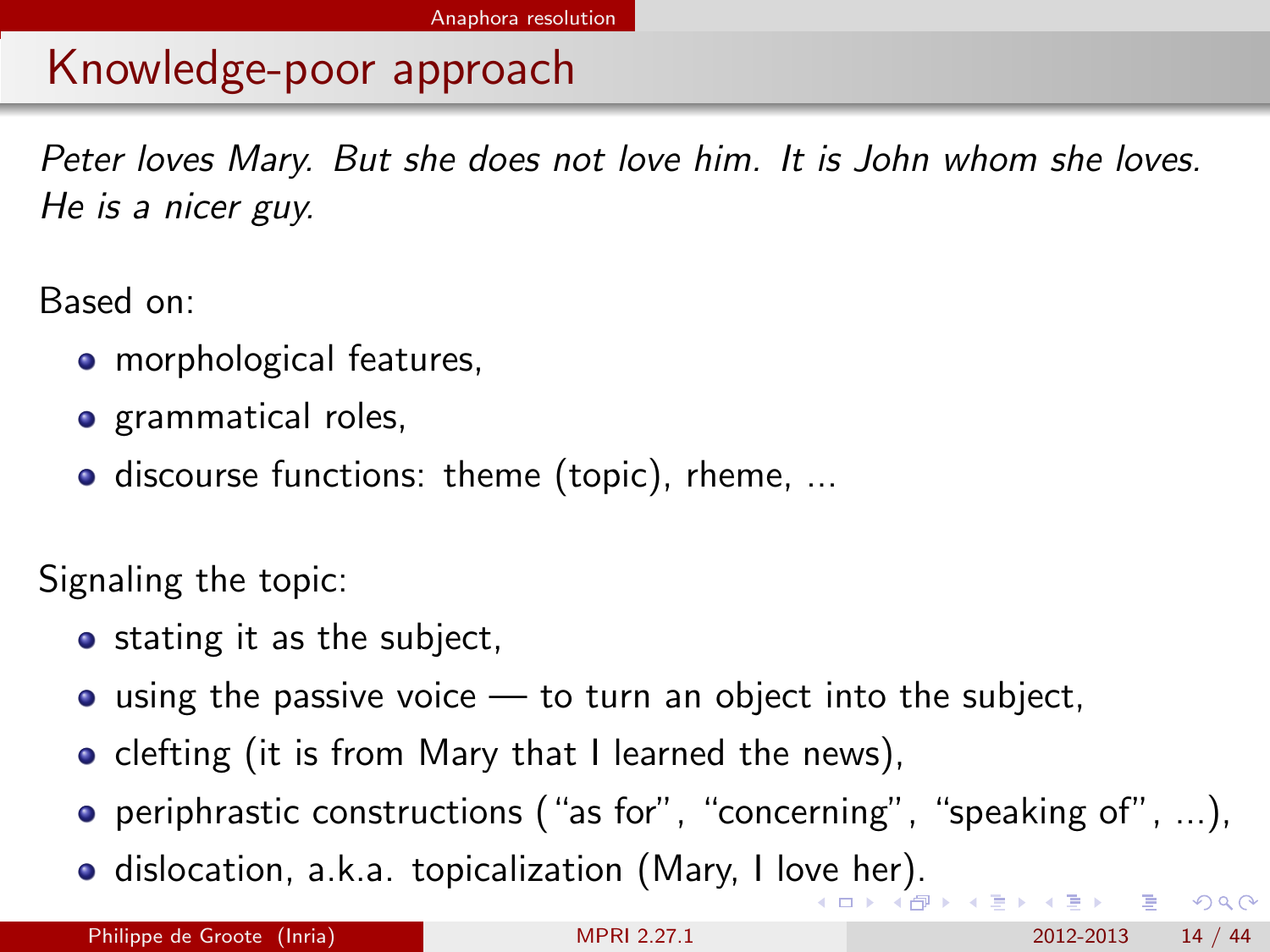# Knowledge-poor approach

*Peter loves Mary. But she does not love him. It is John whom she loves. He is a nicer guy.*

Based on:

- morphological features,
- grammatical roles,
- discourse functions: theme (topic), rheme, ...

Signaling the topic:

- stating it as the subject,
- using the passive voice — to turn an object into the subject,
- clefting (it is from Mary that I learned the news),
- periphrastic constructions ("as for", "concerning", "speaking of", ...),
- dislocation, a.k.a. topicalization (Mary, I love her).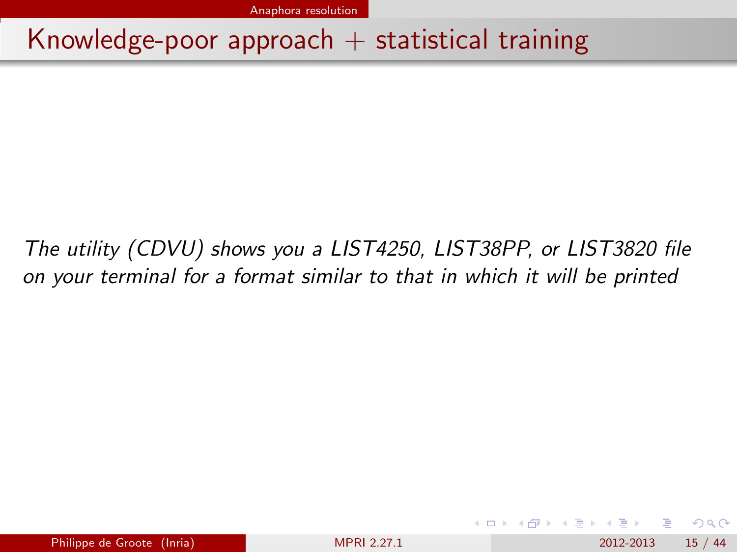# Knowledge-poor approach + statistical training

*The utility (CDVU) shows you a LIST4250, LIST38PP, or LIST3820 file on your terminal for a format similar to that in which it will be printed*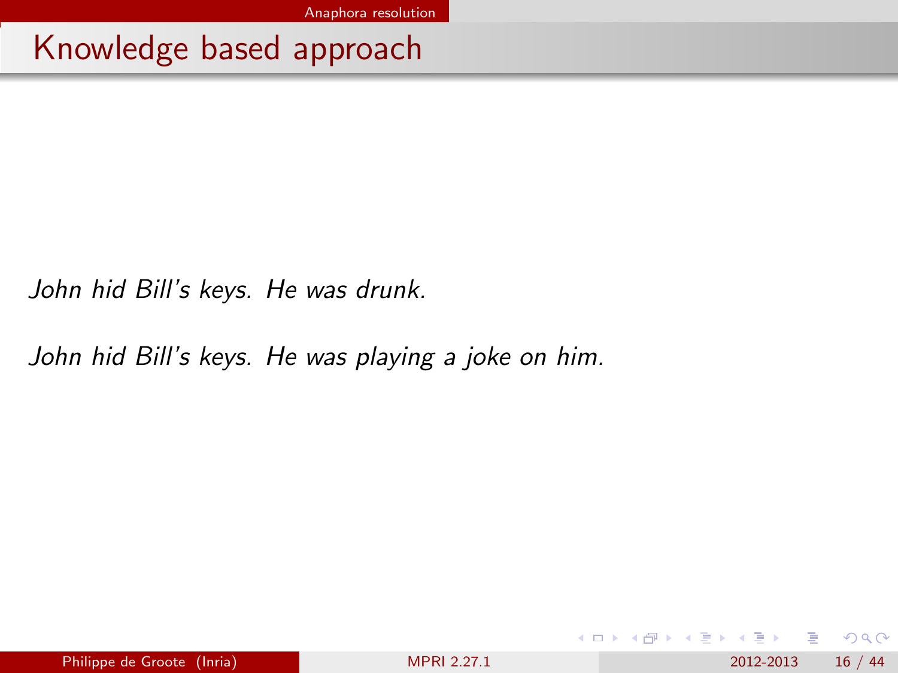# Knowledge based approach

*John hid Bill's keys. He was drunk.*

*John hid Bill's keys. He was playing a joke on him.*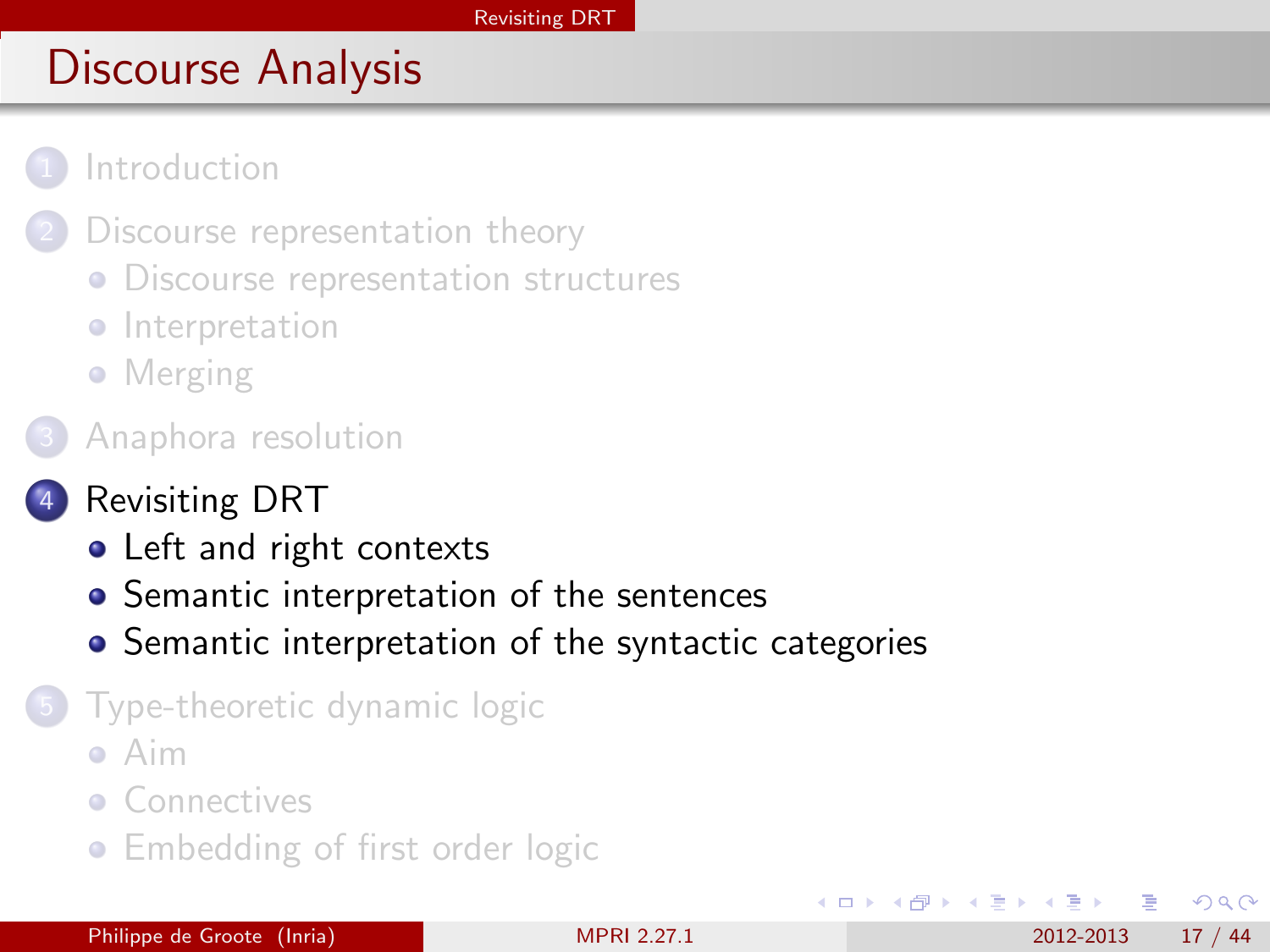# Discourse Analysis

1. Introduction
2. Discourse representation theory
   - Discourse representation structures
   - Interpretation
   - Merging
3. Anaphora resolution
4. Revisiting DRT
   - Left and right contexts
   - Semantic interpretation of the sentences
   - Semantic interpretation of the syntactic categories
5. Type-theoretic dynamic logic
   - Aim
   - Connectives
   - Embedding of first order logic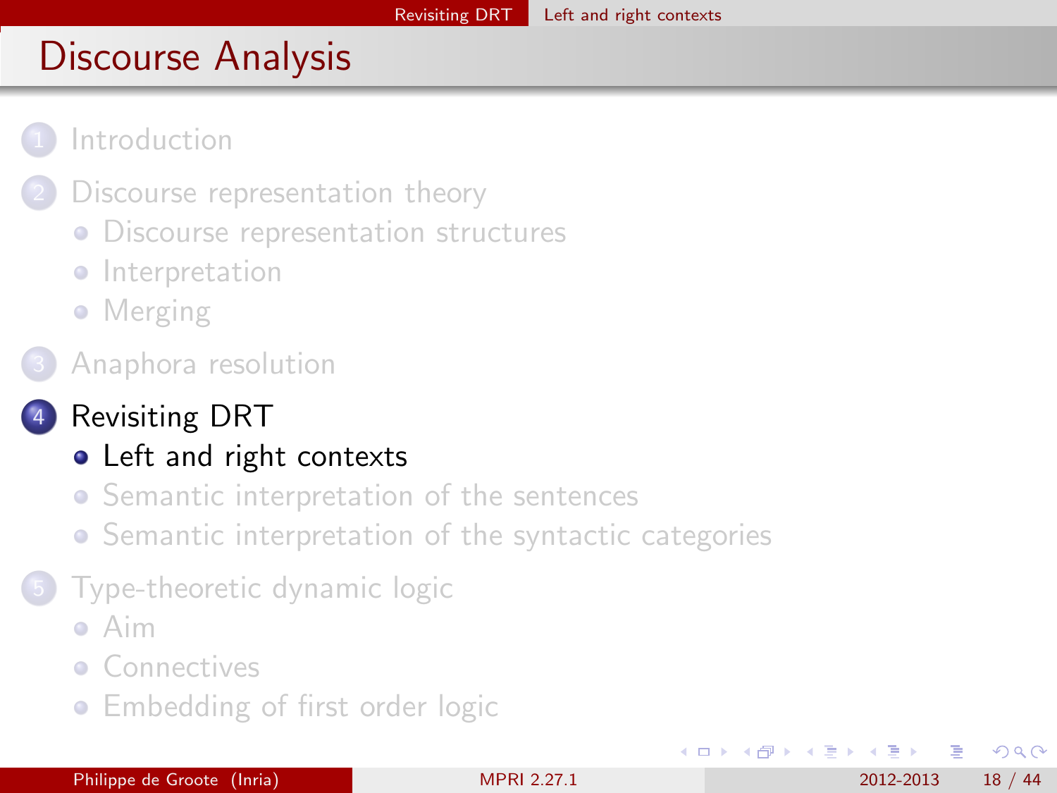# Discourse Analysis

1. Introduction
2. Discourse representation theory
   - Discourse representation structures
   - Interpretation
   - Merging
3. Anaphora resolution
4. Revisiting DRT
   - Left and right contexts
   - Semantic interpretation of the sentences
   - Semantic interpretation of the syntactic categories
5. Type-theoretic dynamic logic
   - Aim
   - Connectives
   - Embedding of first order logic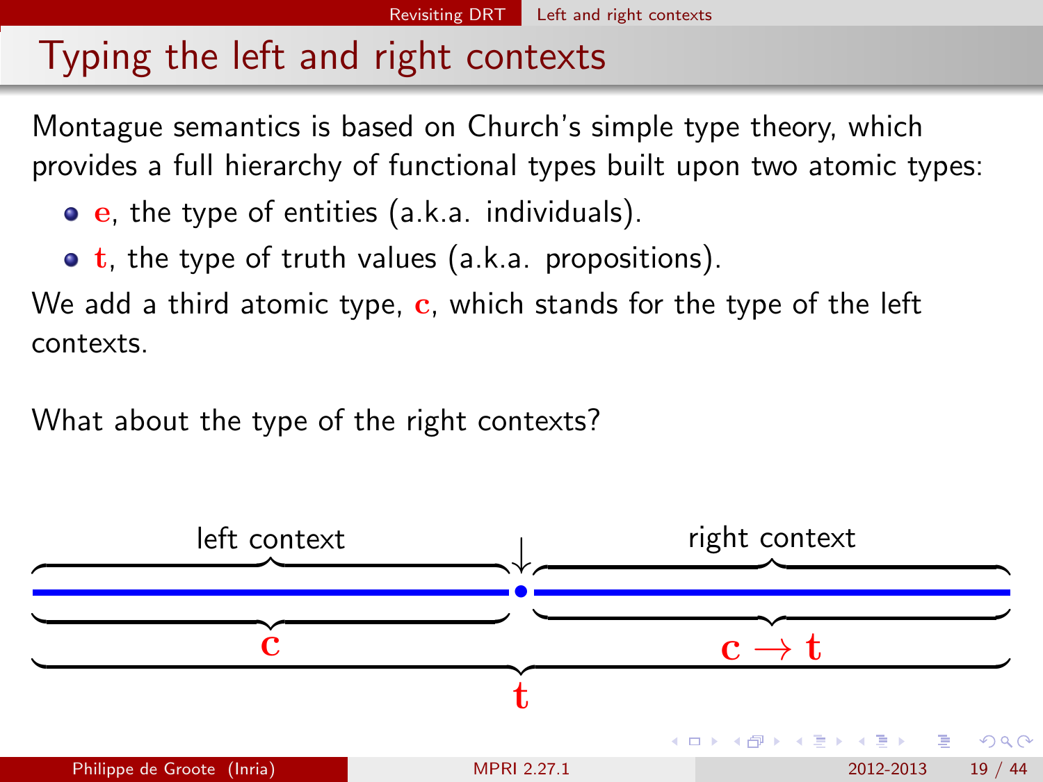# Typing the left and right contexts

Montague semantics is based on Church's simple type theory, which provides a full hierarchy of functional types built upon two atomic types:

- $\mathbf{e}$, the type of entities (a.k.a. individuals).
- $\mathbf{t}$, the type of truth values (a.k.a. propositions).

We add a third atomic type, $\mathbf{c}$, which stands for the type of the left contexts.

What about the type of the right contexts?

left context — right context

$\mathbf{c}$ — $\mathbf{c} \to \mathbf{t}$

$\mathbf{t}$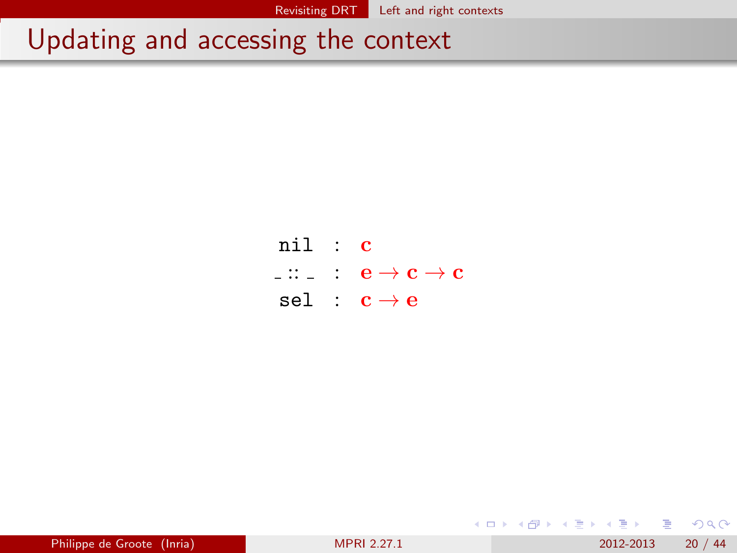# Updating and accessing the context

$$
\begin{array}{lcl}
\texttt{nil} & : & \mathbf{c} \\
\_ :: \_ & : & \mathbf{e} \to \mathbf{c} \to \mathbf{c} \\
\texttt{sel} & : & \mathbf{c} \to \mathbf{e}
\end{array}
$$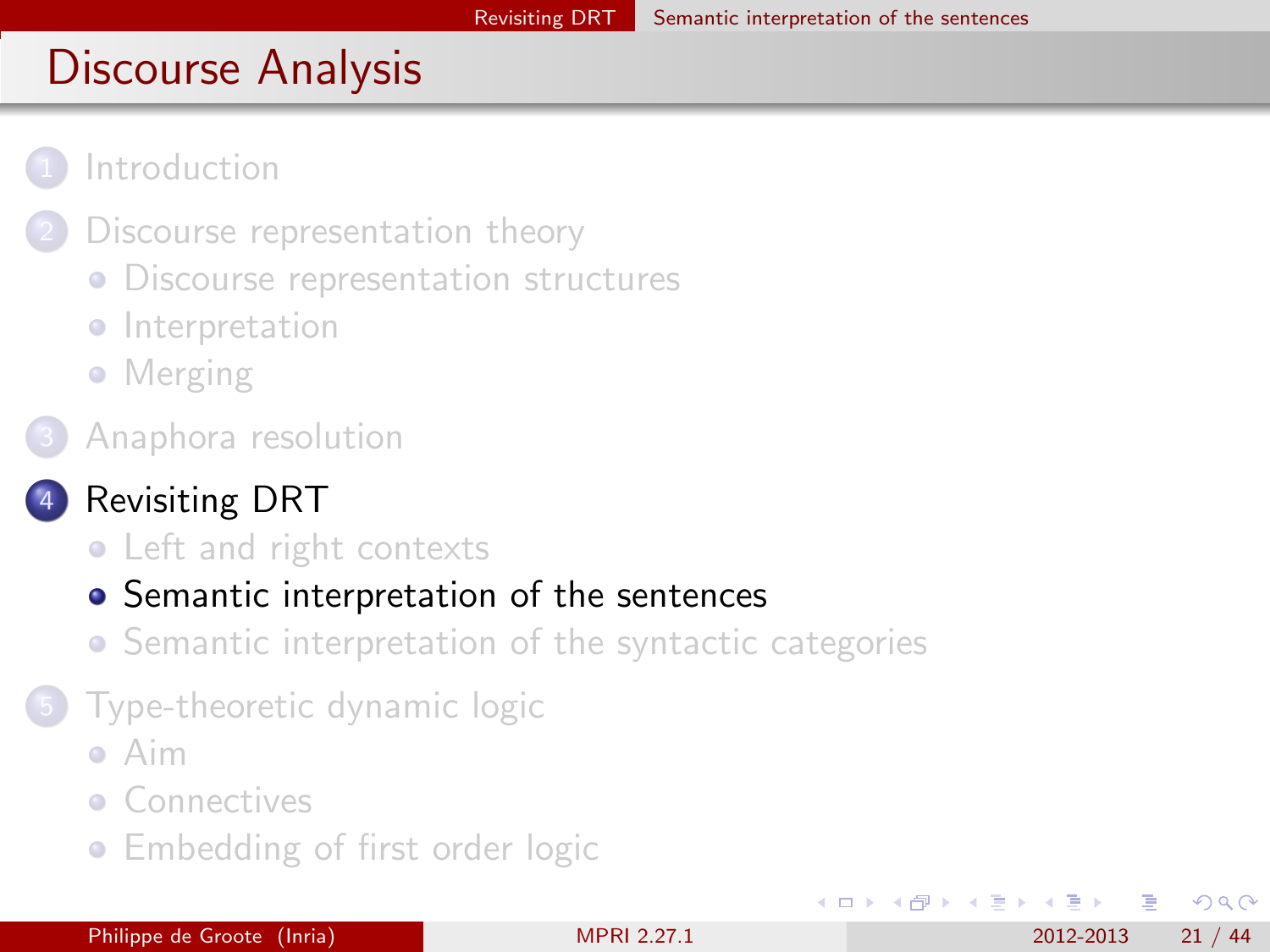# Discourse Analysis

1. Introduction
2. Discourse representation theory
   - Discourse representation structures
   - Interpretation
   - Merging
3. Anaphora resolution
4. **Revisiting DRT**
   - Left and right contexts
   - **Semantic interpretation of the sentences**
   - Semantic interpretation of the syntactic categories
5. Type-theoretic dynamic logic
   - Aim
   - Connectives
   - Embedding of first order logic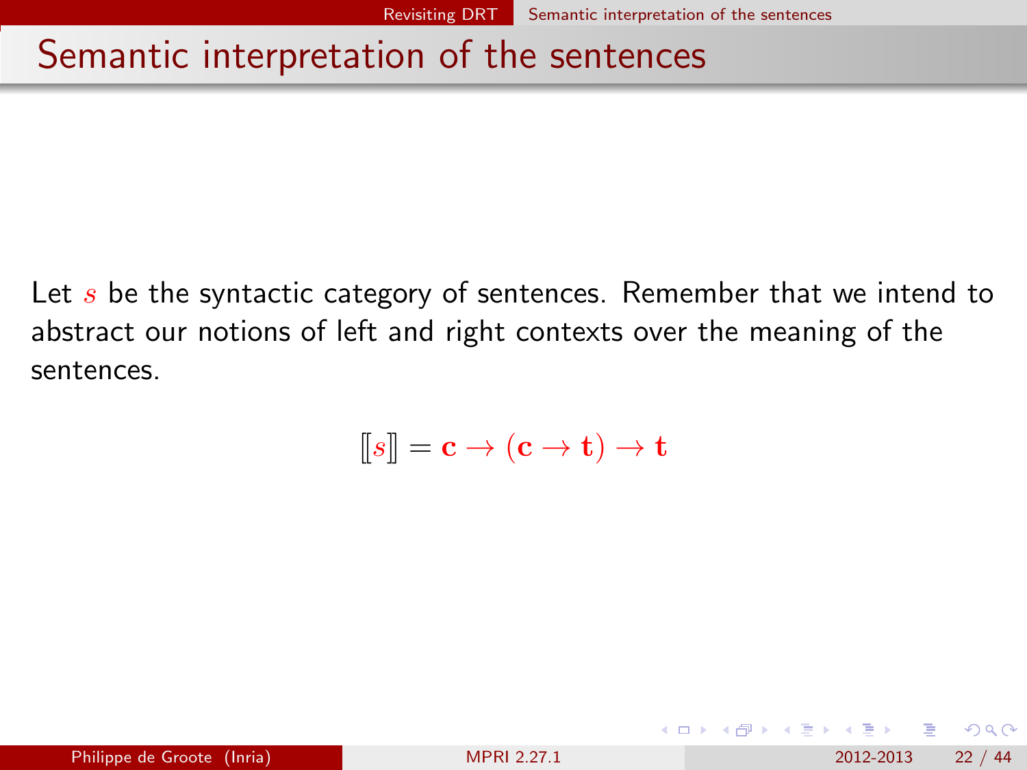# Semantic interpretation of the sentences

Let $s$ be the syntactic category of sentences. Remember that we intend to abstract our notions of left and right contexts over the meaning of the sentences.

$$[\![s]\!] = \mathbf{c} \to (\mathbf{c} \to \mathbf{t}) \to \mathbf{t}$$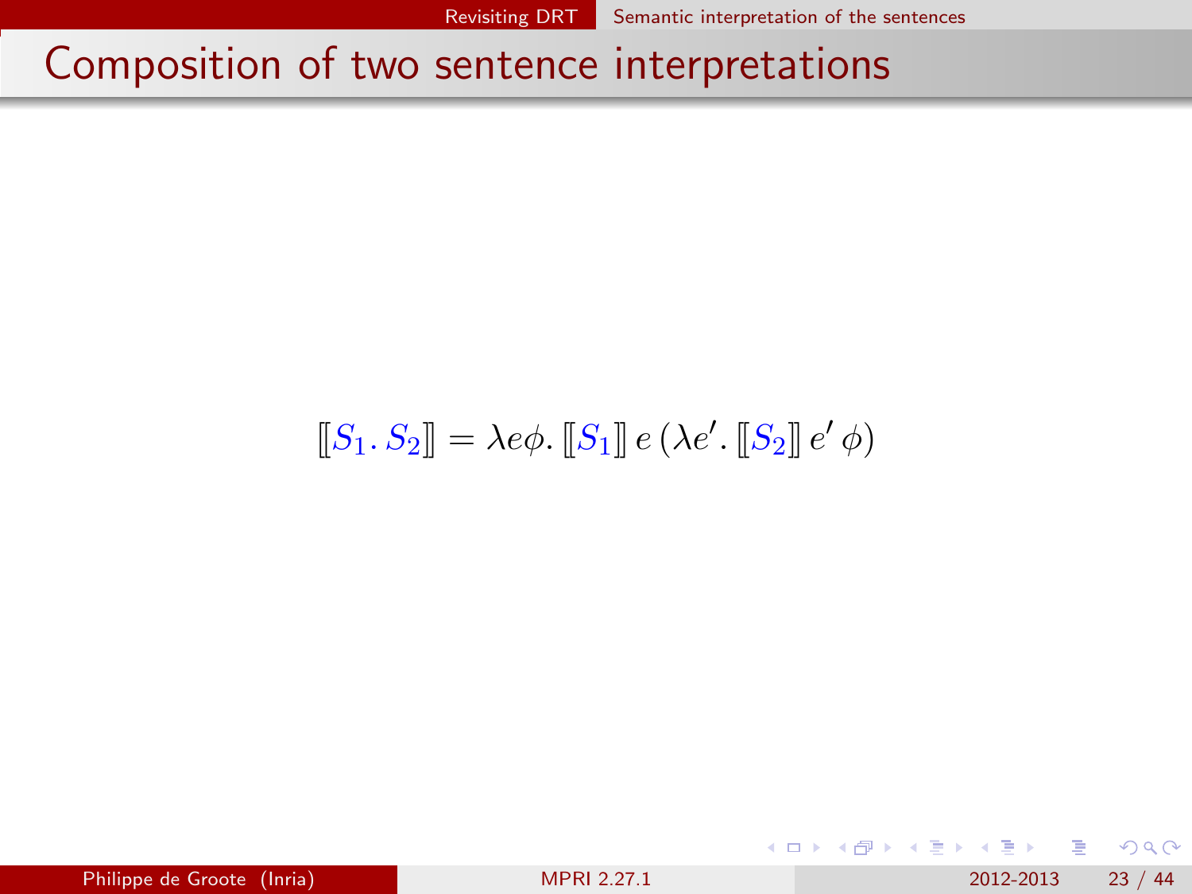# Composition of two sentence interpretations

$$[\![S_1 .\, S_2]\!] = \lambda e \phi .\, [\![S_1]\!]\, e\, (\lambda e' .\, [\![S_2]\!]\, e'\, \phi)$$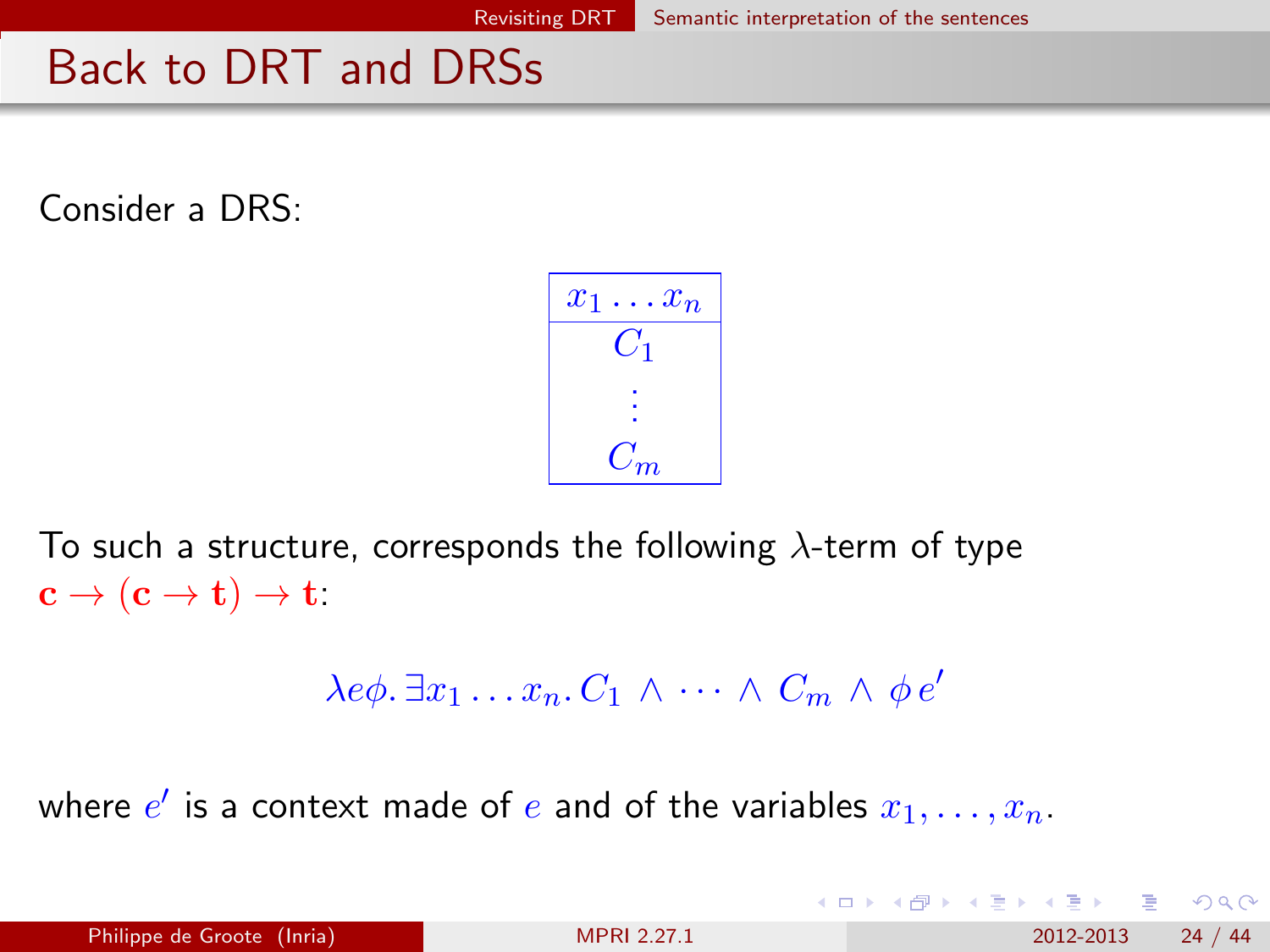# Back to DRT and DRSs

Consider a DRS:

$$\begin{array}{|c|}\hline x_1 \ldots x_n \\ \hline C_1 \\ \vdots \\ C_m \\ \hline\end{array}$$

To such a structure, corresponds the following $\lambda$-term of type $\mathbf{c} \to (\mathbf{c} \to \mathbf{t}) \to \mathbf{t}$:

$$\lambda e\phi.\, \exists x_1 \ldots x_n.\, C_1 \wedge \cdots \wedge C_m \wedge \phi\, e'$$

where $e'$ is a context made of $e$ and of the variables $x_1, \ldots, x_n$.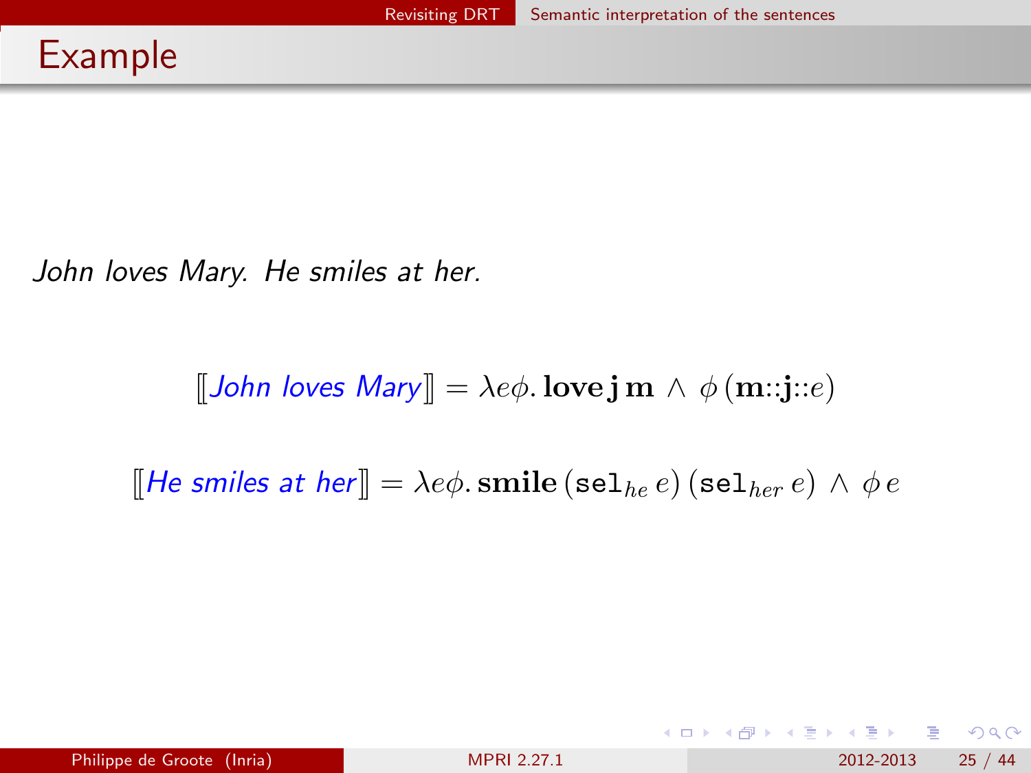# Example

*John loves Mary. He smiles at her.*

$$[\![\textit{John loves Mary}]\!] = \lambda e\phi.\, \mathbf{love}\,\mathbf{j}\,\mathbf{m} \,\wedge\, \phi\,(\mathbf{m}{::}\mathbf{j}{::}e)$$

$$[\![\textit{He smiles at her}]\!] = \lambda e\phi.\, \mathbf{smile}\,(\mathtt{sel}_{he}\,e)\,(\mathtt{sel}_{her}\,e) \,\wedge\, \phi\,e$$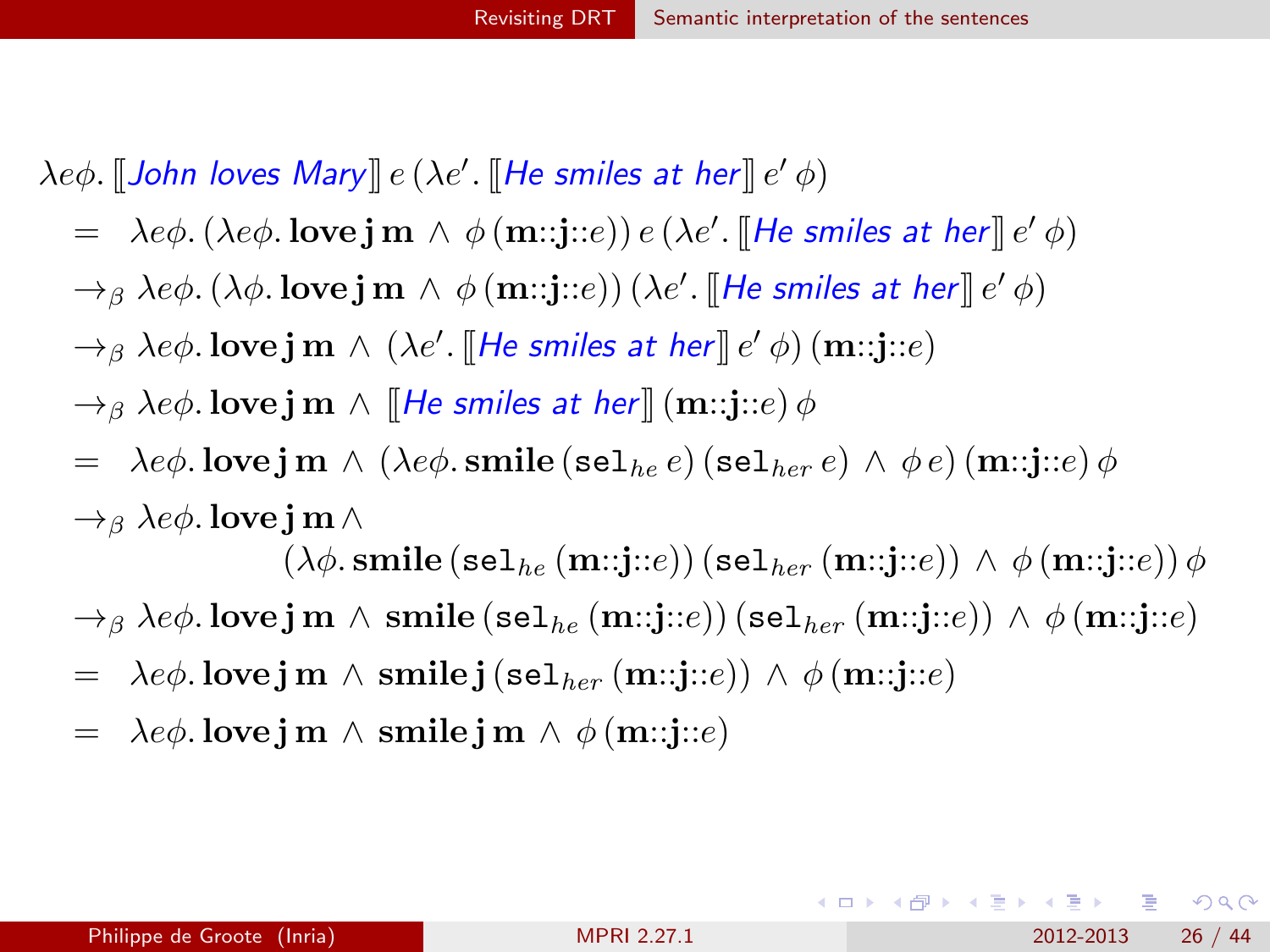$$
\begin{array}{l}
\lambda e\phi.\, [\![\textit{John loves Mary}]\!]\, e\, (\lambda e'.\, [\![\textit{He smiles at her}]\!]\, e'\, \phi) \\
\quad = \ \lambda e\phi.\, (\lambda e\phi.\, \mathbf{love}\, \mathbf{j}\, \mathbf{m} \wedge \phi\, (\mathbf{m}{::}\mathbf{j}{::}e))\, e\, (\lambda e'.\, [\![\textit{He smiles at her}]\!]\, e'\, \phi) \\
\quad \to_\beta \lambda e\phi.\, (\lambda \phi.\, \mathbf{love}\, \mathbf{j}\, \mathbf{m} \wedge \phi\, (\mathbf{m}{::}\mathbf{j}{::}e))\, (\lambda e'.\, [\![\textit{He smiles at her}]\!]\, e'\, \phi) \\
\quad \to_\beta \lambda e\phi.\, \mathbf{love}\, \mathbf{j}\, \mathbf{m} \wedge (\lambda e'.\, [\![\textit{He smiles at her}]\!]\, e'\, \phi)\, (\mathbf{m}{::}\mathbf{j}{::}e) \\
\quad \to_\beta \lambda e\phi.\, \mathbf{love}\, \mathbf{j}\, \mathbf{m} \wedge [\![\textit{He smiles at her}]\!]\, (\mathbf{m}{::}\mathbf{j}{::}e)\, \phi \\
\quad = \ \lambda e\phi.\, \mathbf{love}\, \mathbf{j}\, \mathbf{m} \wedge (\lambda e\phi.\, \mathbf{smile}\, (\mathtt{sel}_{he}\, e)\, (\mathtt{sel}_{her}\, e) \wedge \phi\, e)\, (\mathbf{m}{::}\mathbf{j}{::}e)\, \phi \\
\quad \to_\beta \lambda e\phi.\, \mathbf{love}\, \mathbf{j}\, \mathbf{m} \wedge \\
\qquad\qquad (\lambda \phi.\, \mathbf{smile}\, (\mathtt{sel}_{he}\, (\mathbf{m}{::}\mathbf{j}{::}e))\, (\mathtt{sel}_{her}\, (\mathbf{m}{::}\mathbf{j}{::}e)) \wedge \phi\, (\mathbf{m}{::}\mathbf{j}{::}e))\, \phi \\
\quad \to_\beta \lambda e\phi.\, \mathbf{love}\, \mathbf{j}\, \mathbf{m} \wedge \mathbf{smile}\, (\mathtt{sel}_{he}\, (\mathbf{m}{::}\mathbf{j}{::}e))\, (\mathtt{sel}_{her}\, (\mathbf{m}{::}\mathbf{j}{::}e)) \wedge \phi\, (\mathbf{m}{::}\mathbf{j}{::}e) \\
\quad = \ \lambda e\phi.\, \mathbf{love}\, \mathbf{j}\, \mathbf{m} \wedge \mathbf{smile}\, \mathbf{j}\, (\mathtt{sel}_{her}\, (\mathbf{m}{::}\mathbf{j}{::}e)) \wedge \phi\, (\mathbf{m}{::}\mathbf{j}{::}e) \\
\quad = \ \lambda e\phi.\, \mathbf{love}\, \mathbf{j}\, \mathbf{m} \wedge \mathbf{smile}\, \mathbf{j}\, \mathbf{m} \wedge \phi\, (\mathbf{m}{::}\mathbf{j}{::}e)
\end{array}
$$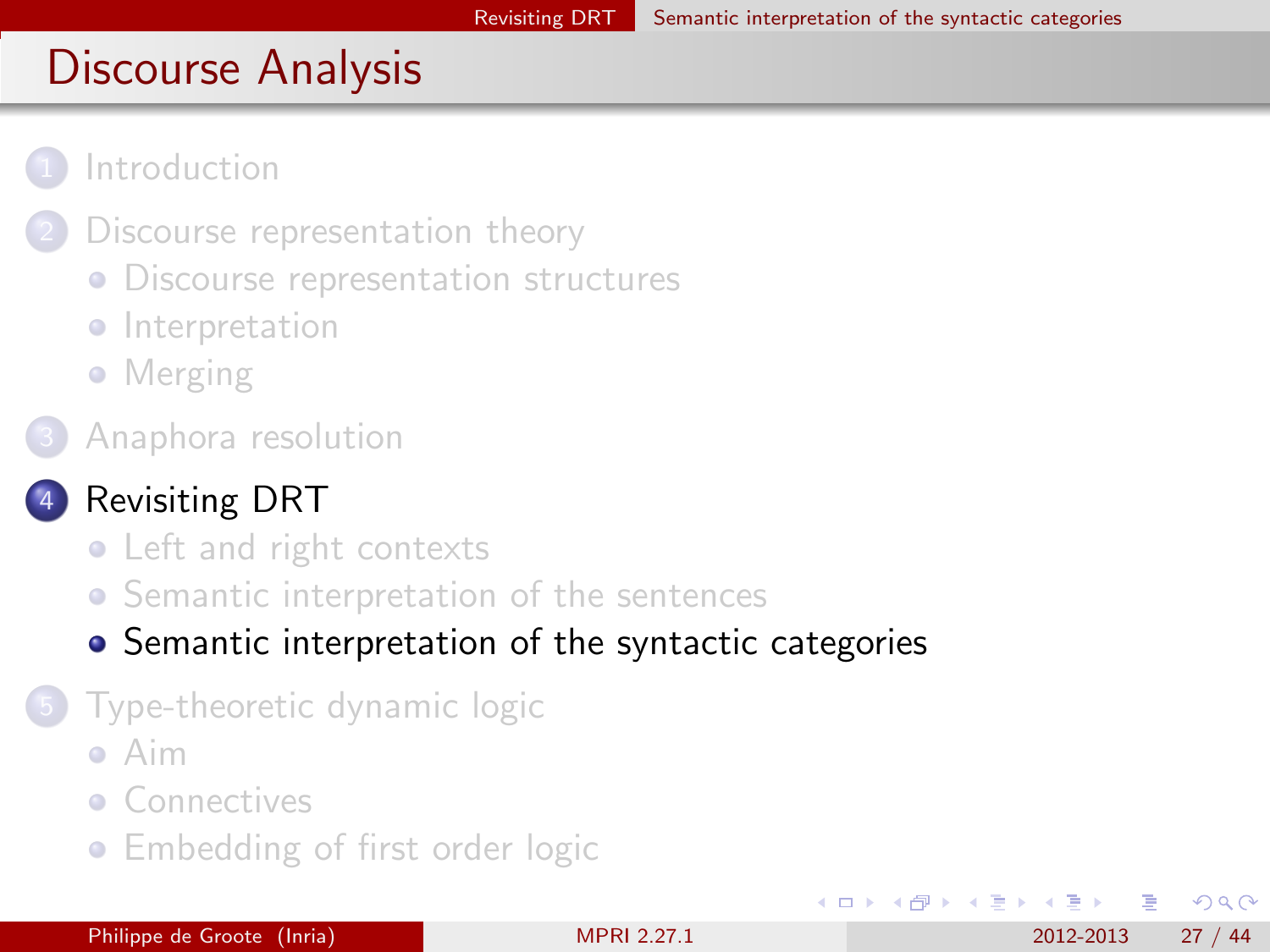# Discourse Analysis

1. Introduction
2. Discourse representation theory
   - Discourse representation structures
   - Interpretation
   - Merging
3. Anaphora resolution
4. Revisiting DRT
   - Left and right contexts
   - Semantic interpretation of the sentences
   - **Semantic interpretation of the syntactic categories**
5. Type-theoretic dynamic logic
   - Aim
   - Connectives
   - Embedding of first order logic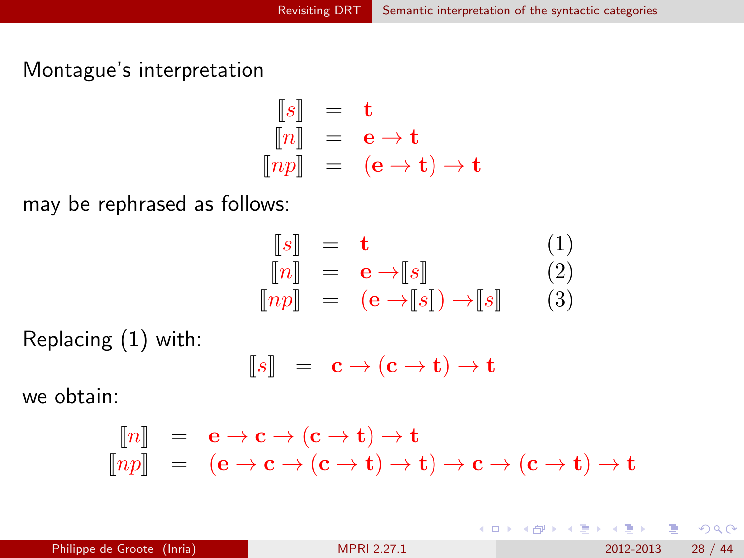Montague's interpretation

$$
\begin{aligned}
[\![s]\!] &= \mathbf{t} \\
[\![n]\!] &= \mathbf{e} \to \mathbf{t} \\
[\![np]\!] &= (\mathbf{e} \to \mathbf{t}) \to \mathbf{t}
\end{aligned}
$$

may be rephrased as follows:

$$
\begin{aligned}
[\![s]\!] &= \mathbf{t} && (1) \\
[\![n]\!] &= \mathbf{e} \to [\![s]\!] && (2) \\
[\![np]\!] &= (\mathbf{e} \to [\![s]\!]) \to [\![s]\!] && (3)
\end{aligned}
$$

Replacing (1) with:

$$
[\![s]\!] = \mathbf{c} \to (\mathbf{c} \to \mathbf{t}) \to \mathbf{t}
$$

we obtain:

$$
\begin{aligned}
[\![n]\!] &= \mathbf{e} \to \mathbf{c} \to (\mathbf{c} \to \mathbf{t}) \to \mathbf{t} \\
[\![np]\!] &= (\mathbf{e} \to \mathbf{c} \to (\mathbf{c} \to \mathbf{t}) \to \mathbf{t}) \to \mathbf{c} \to (\mathbf{c} \to \mathbf{t}) \to \mathbf{t}
\end{aligned}
$$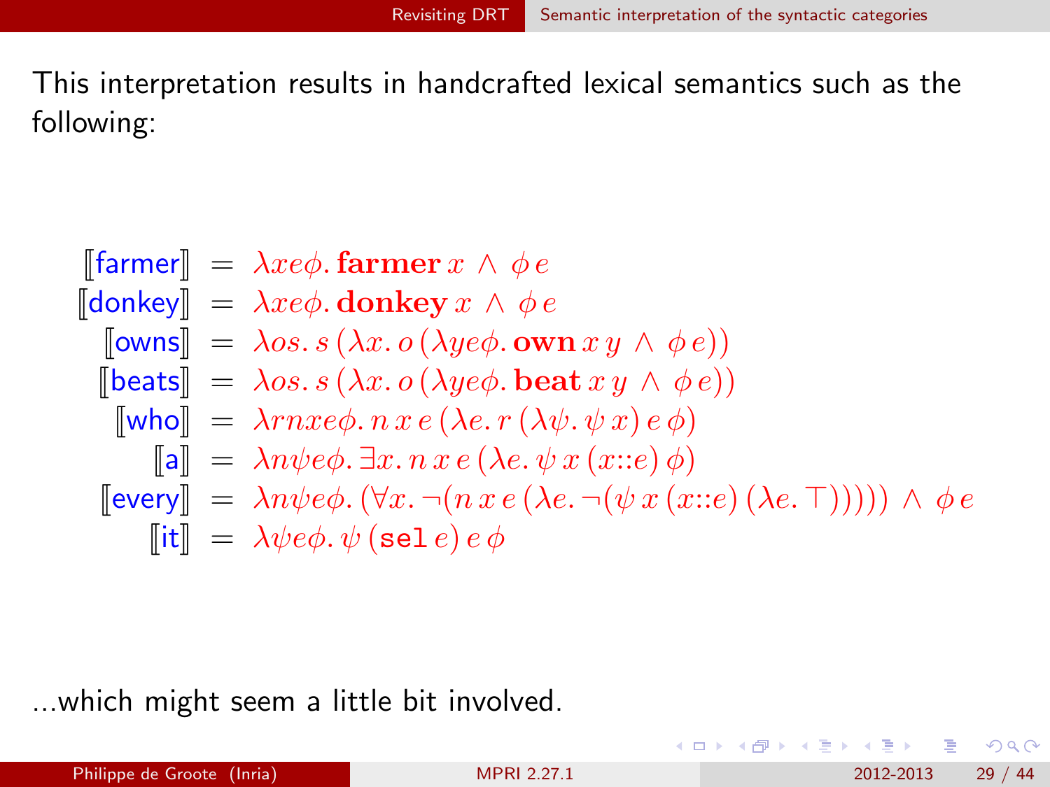This interpretation results in handcrafted lexical semantics such as the following:

$$
\begin{aligned}
[\![\text{farmer}]\!] &= \lambda x e \phi.\, \mathbf{farmer}\, x \,\wedge\, \phi\, e \\
[\![\text{donkey}]\!] &= \lambda x e \phi.\, \mathbf{donkey}\, x \,\wedge\, \phi\, e \\
[\![\text{owns}]\!] &= \lambda o s.\, s\, (\lambda x.\, o\, (\lambda y e \phi.\, \mathbf{own}\, x\, y \,\wedge\, \phi\, e)) \\
[\![\text{beats}]\!] &= \lambda o s.\, s\, (\lambda x.\, o\, (\lambda y e \phi.\, \mathbf{beat}\, x\, y \,\wedge\, \phi\, e)) \\
[\![\text{who}]\!] &= \lambda r n x e \phi.\, n\, x\, e\, (\lambda e.\, r\, (\lambda \psi.\, \psi\, x)\, e\, \phi) \\
[\![\text{a}]\!] &= \lambda n \psi e \phi.\, \exists x.\, n\, x\, e\, (\lambda e.\, \psi\, x\, (x{::}e)\, \phi) \\
[\![\text{every}]\!] &= \lambda n \psi e \phi.\, (\forall x.\, \neg(n\, x\, e\, (\lambda e.\, \neg(\psi\, x\, (x{::}e)\, (\lambda e.\, \top))))) \,\wedge\, \phi\, e \\
[\![\text{it}]\!] &= \lambda \psi e \phi.\, \psi\, (\mathtt{sel}\, e)\, e\, \phi
\end{aligned}
$$

...which might seem a little bit involved.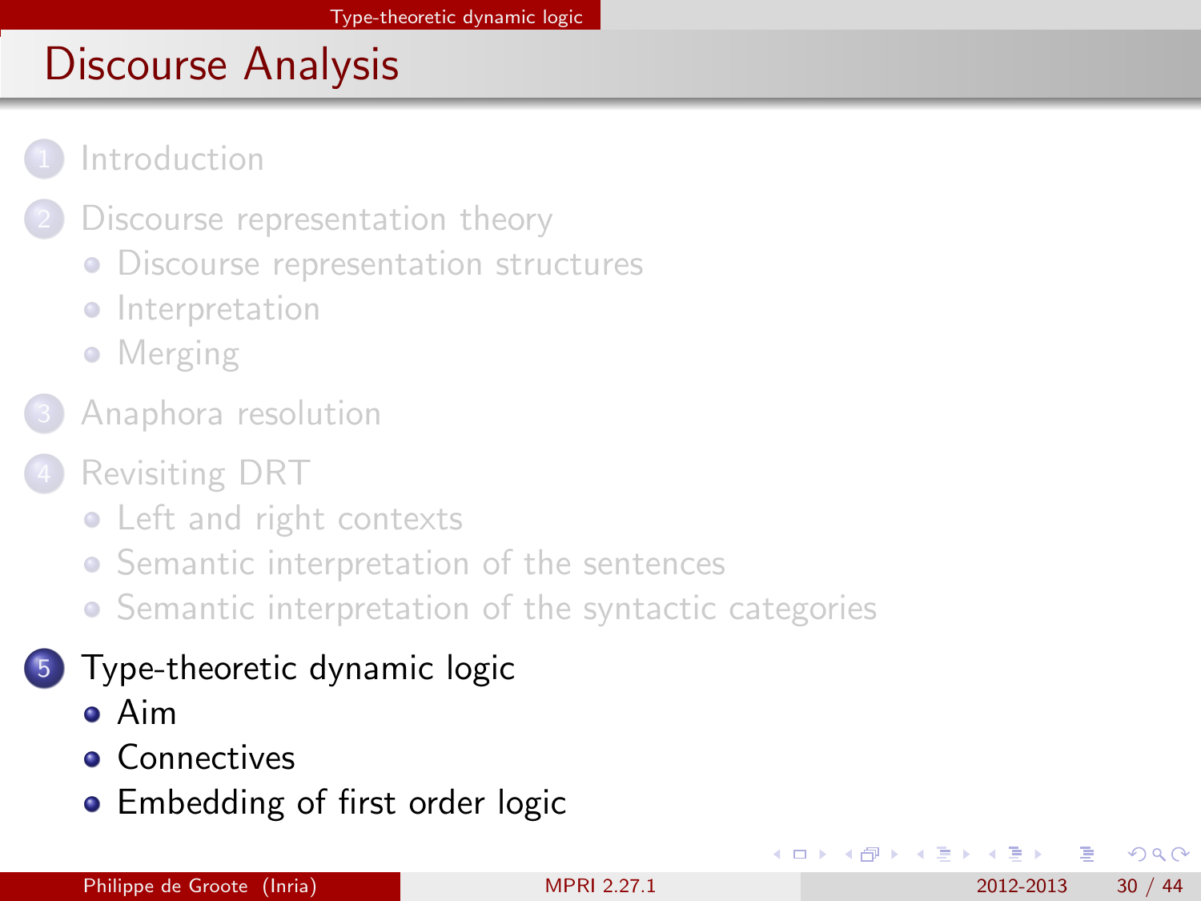# Discourse Analysis

1. Introduction
2. Discourse representation theory
   - Discourse representation structures
   - Interpretation
   - Merging
3. Anaphora resolution
4. Revisiting DRT
   - Left and right contexts
   - Semantic interpretation of the sentences
   - Semantic interpretation of the syntactic categories
5. Type-theoretic dynamic logic
   - Aim
   - Connectives
   - Embedding of first order logic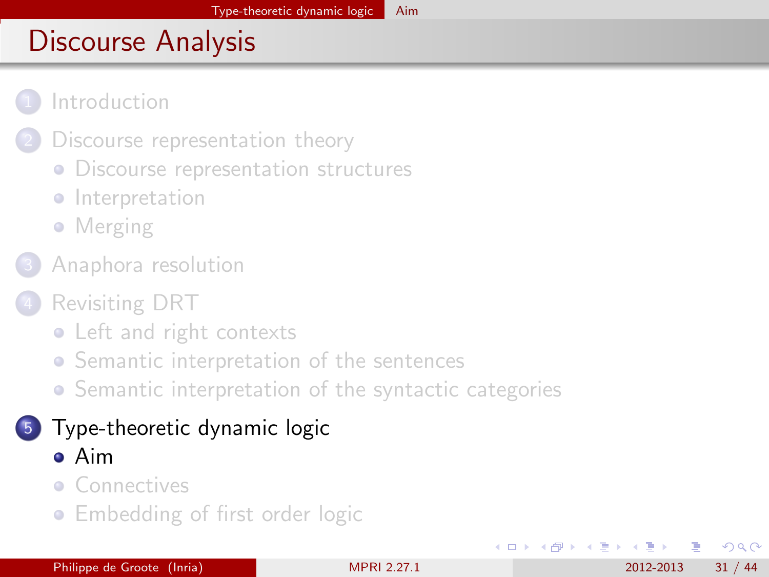# Discourse Analysis

1. Introduction
2. Discourse representation theory
   - Discourse representation structures
   - Interpretation
   - Merging
3. Anaphora resolution
4. Revisiting DRT
   - Left and right contexts
   - Semantic interpretation of the sentences
   - Semantic interpretation of the syntactic categories
5. Type-theoretic dynamic logic
   - Aim
   - Connectives
   - Embedding of first order logic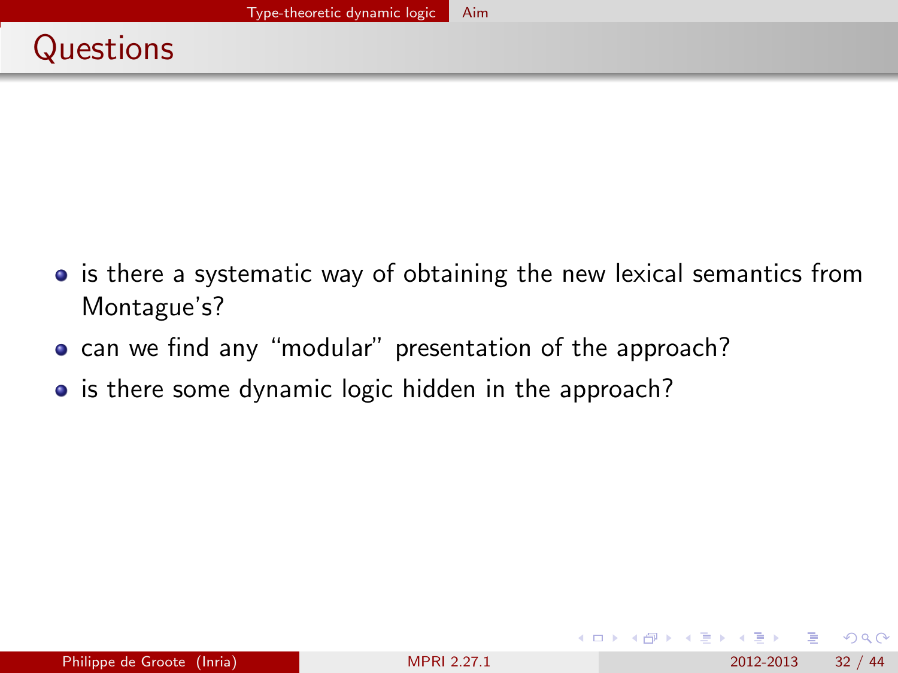# Questions

- is there a systematic way of obtaining the new lexical semantics from Montague's?
- can we find any "modular" presentation of the approach?
- is there some dynamic logic hidden in the approach?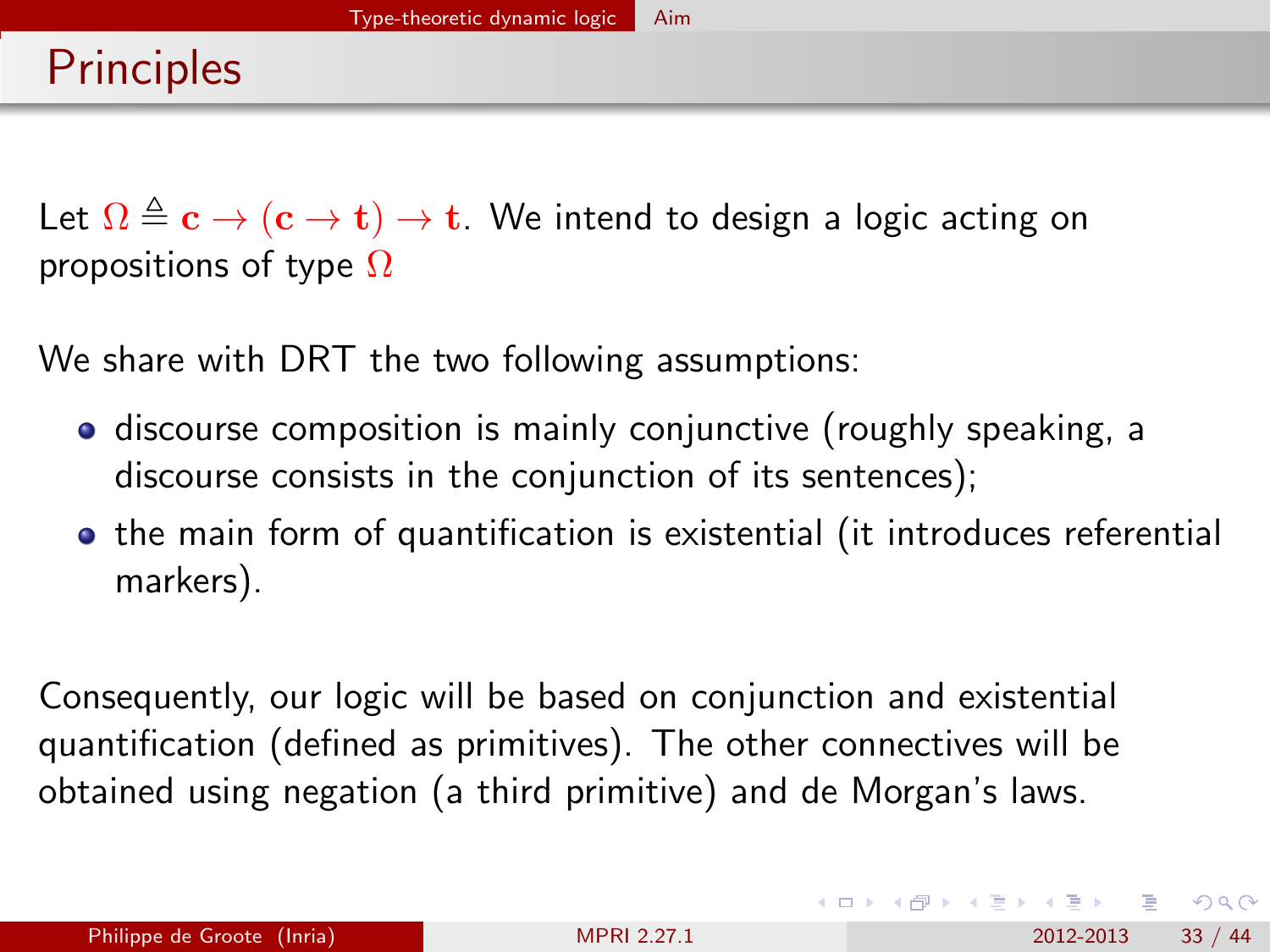# Principles

Let $\Omega \triangleq \mathbf{c} \rightarrow (\mathbf{c} \rightarrow \mathbf{t}) \rightarrow \mathbf{t}$. We intend to design a logic acting on propositions of type $\Omega$

We share with DRT the two following assumptions:

- discourse composition is mainly conjunctive (roughly speaking, a discourse consists in the conjunction of its sentences);
- the main form of quantification is existential (it introduces referential markers).

Consequently, our logic will be based on conjunction and existential quantification (defined as primitives). The other connectives will be obtained using negation (a third primitive) and de Morgan's laws.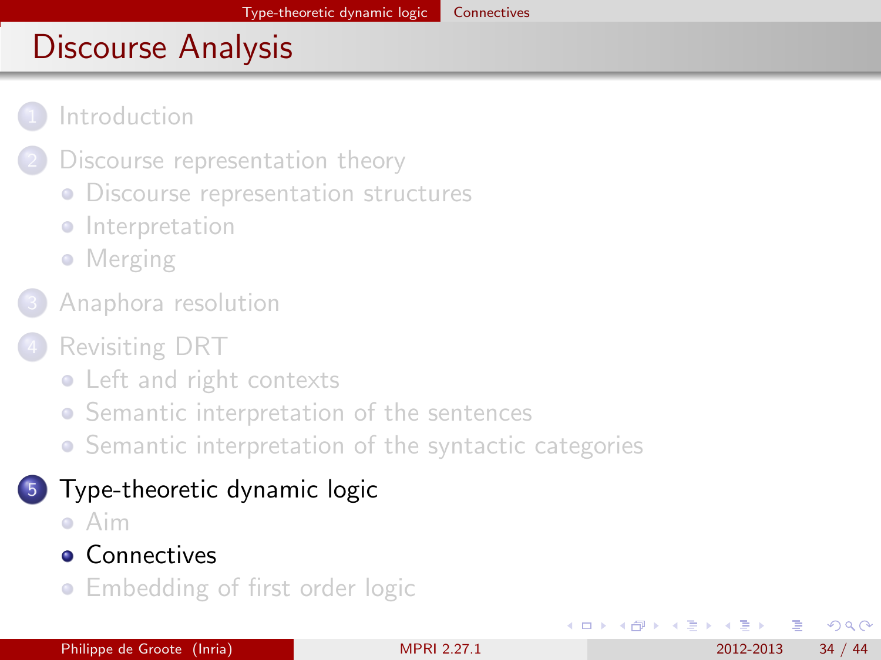# Discourse Analysis

1. Introduction
2. Discourse representation theory
   - Discourse representation structures
   - Interpretation
   - Merging
3. Anaphora resolution
4. Revisiting DRT
   - Left and right contexts
   - Semantic interpretation of the sentences
   - Semantic interpretation of the syntactic categories
5. Type-theoretic dynamic logic
   - Aim
   - Connectives
   - Embedding of first order logic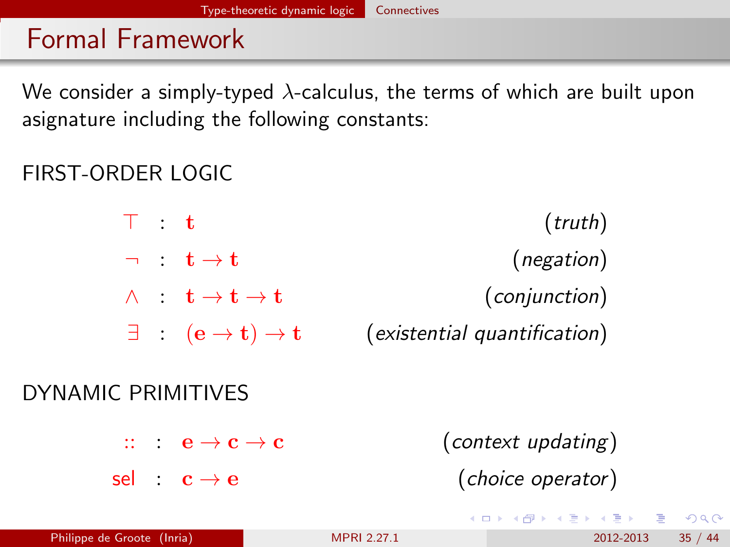# Formal Framework

We consider a simply-typed $\lambda$-calculus, the terms of which are built upon asignature including the following constants:

FIRST-ORDER LOGIC

| | | |
|---|---|---|
| $\top : \mathbf{t}$ | | (*truth*) |
| $\neg : \mathbf{t} \to \mathbf{t}$ | | (*negation*) |
| $\wedge : \mathbf{t} \to \mathbf{t} \to \mathbf{t}$ | | (*conjunction*) |
| $\exists : (\mathbf{e} \to \mathbf{t}) \to \mathbf{t}$ | | (*existential quantification*) |

DYNAMIC PRIMITIVES

| | | |
|---|---|---|
| $:: \; : \mathbf{e} \to \mathbf{c} \to \mathbf{c}$ | | (*context updating*) |
| $\mathsf{sel} : \mathbf{c} \to \mathbf{e}$ | | (*choice operator*) |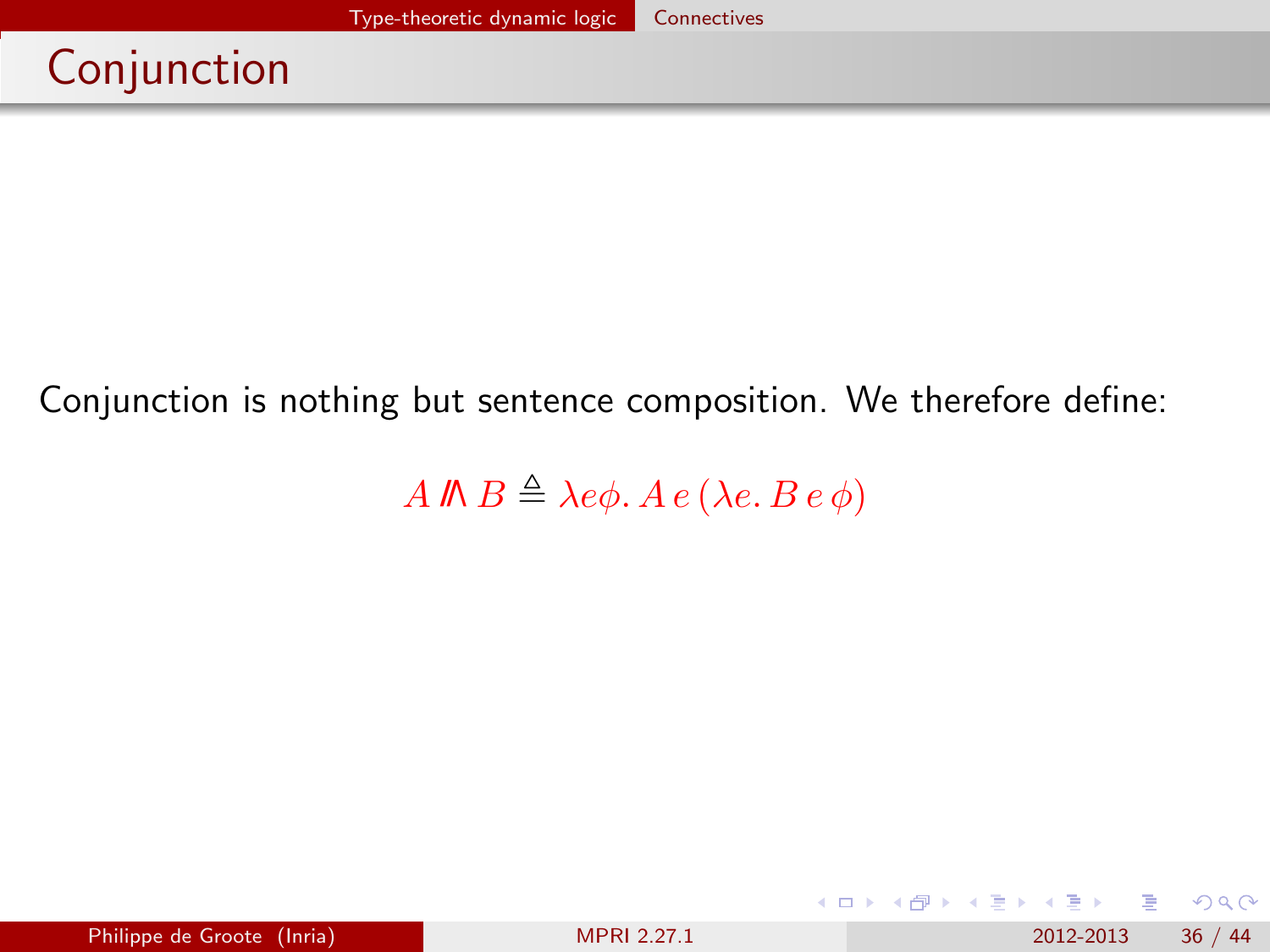# Conjunction

Conjunction is nothing but sentence composition. We therefore define:

$$A \mathbin{/\!\!\!\wedge} B \triangleq \lambda e\phi.\, A\, e\, (\lambda e.\, B\, e\, \phi)$$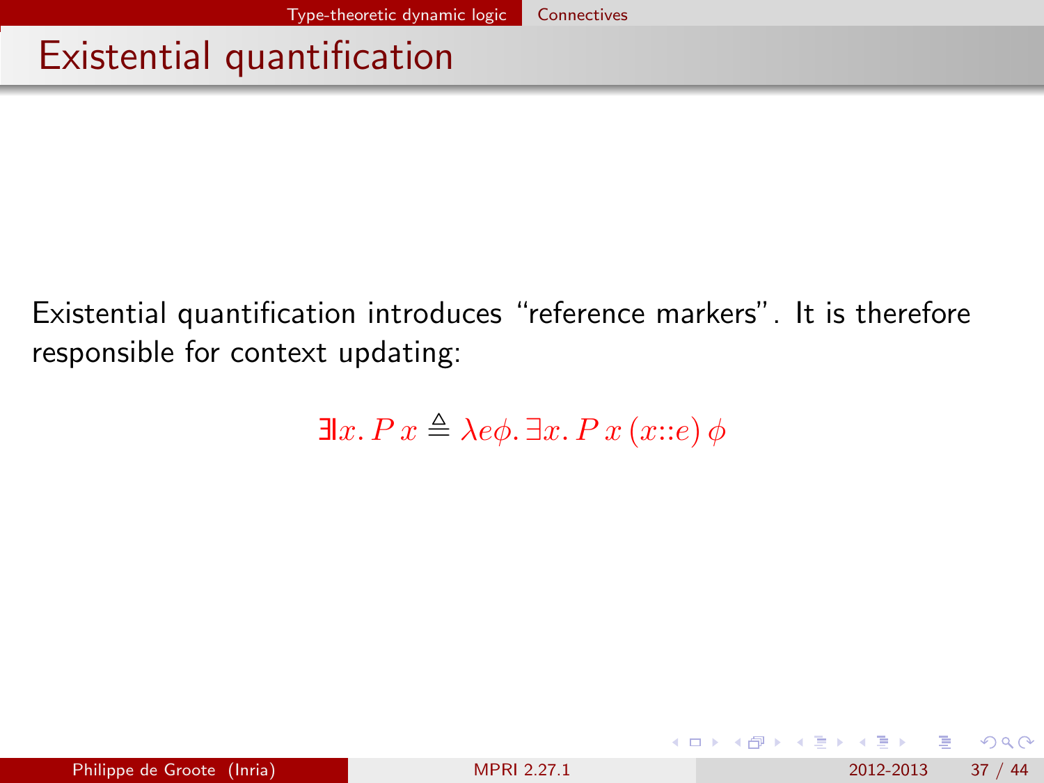# Existential quantification

Existential quantification introduces "reference markers". It is therefore responsible for context updating:

$$\exists\!\!\mathsf{l}\, x.\, P\, x \triangleq \lambda e \phi.\, \exists x.\, P\, x\, (x{::}e)\, \phi$$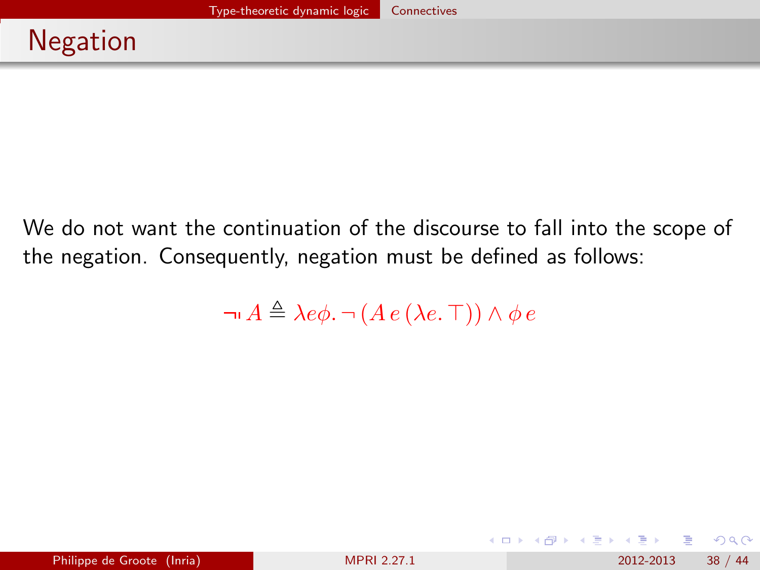# Negation

We do not want the continuation of the discourse to fall into the scope of the negation. Consequently, negation must be defined as follows:

$$\neg\!\!\shortmid\, A \triangleq \lambda e\phi.\, \neg\,(A\, e\,(\lambda e.\, \top)) \wedge \phi\, e$$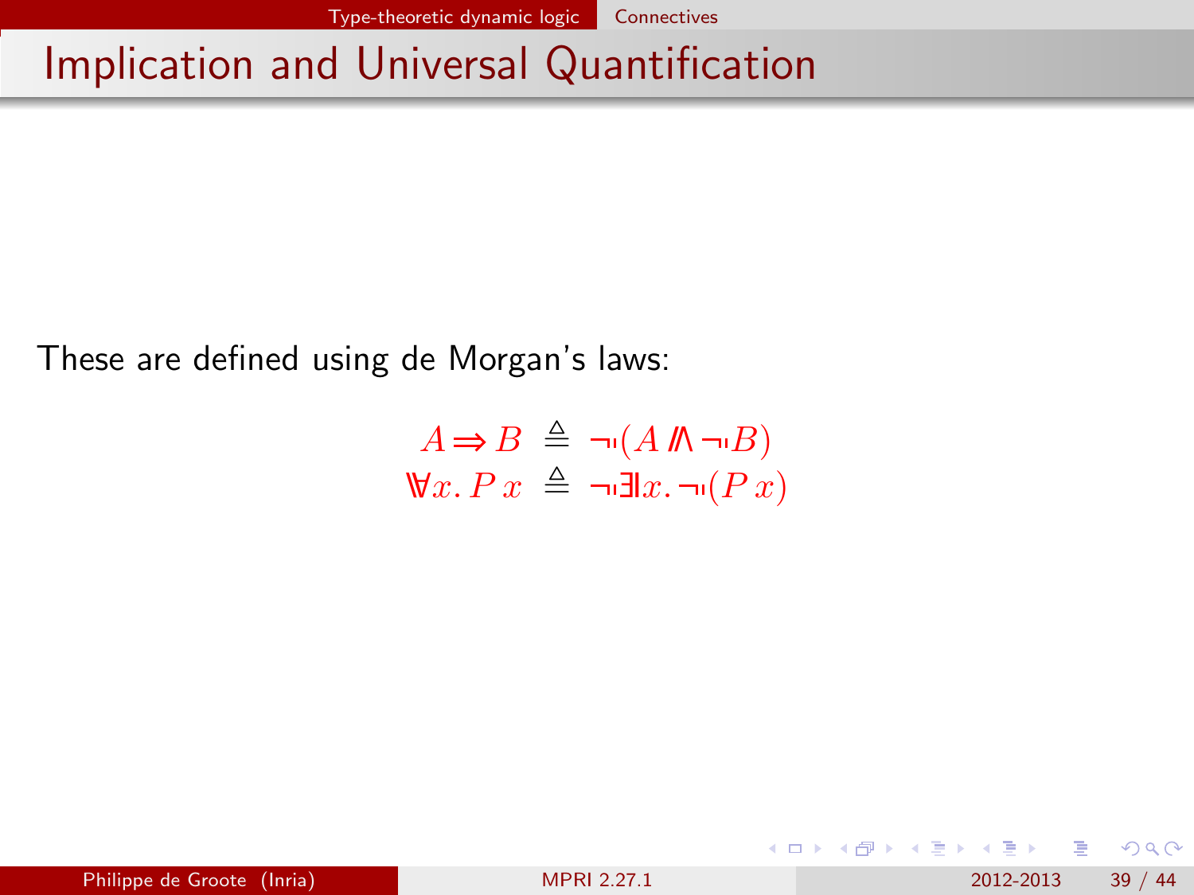# Implication and Universal Quantification

These are defined using de Morgan's laws:

$$
\begin{aligned}
A \Rrightarrow B &\triangleq \neg\!\!\neg(A \mathbin{/\!\!\!\wedge} \neg\!\!\neg B) \\
\forall\!\!\!\forall x.\, P\, x &\triangleq \neg\!\!\neg \exists\!\!\exists x.\, \neg\!\!\neg(P\, x)
\end{aligned}
$$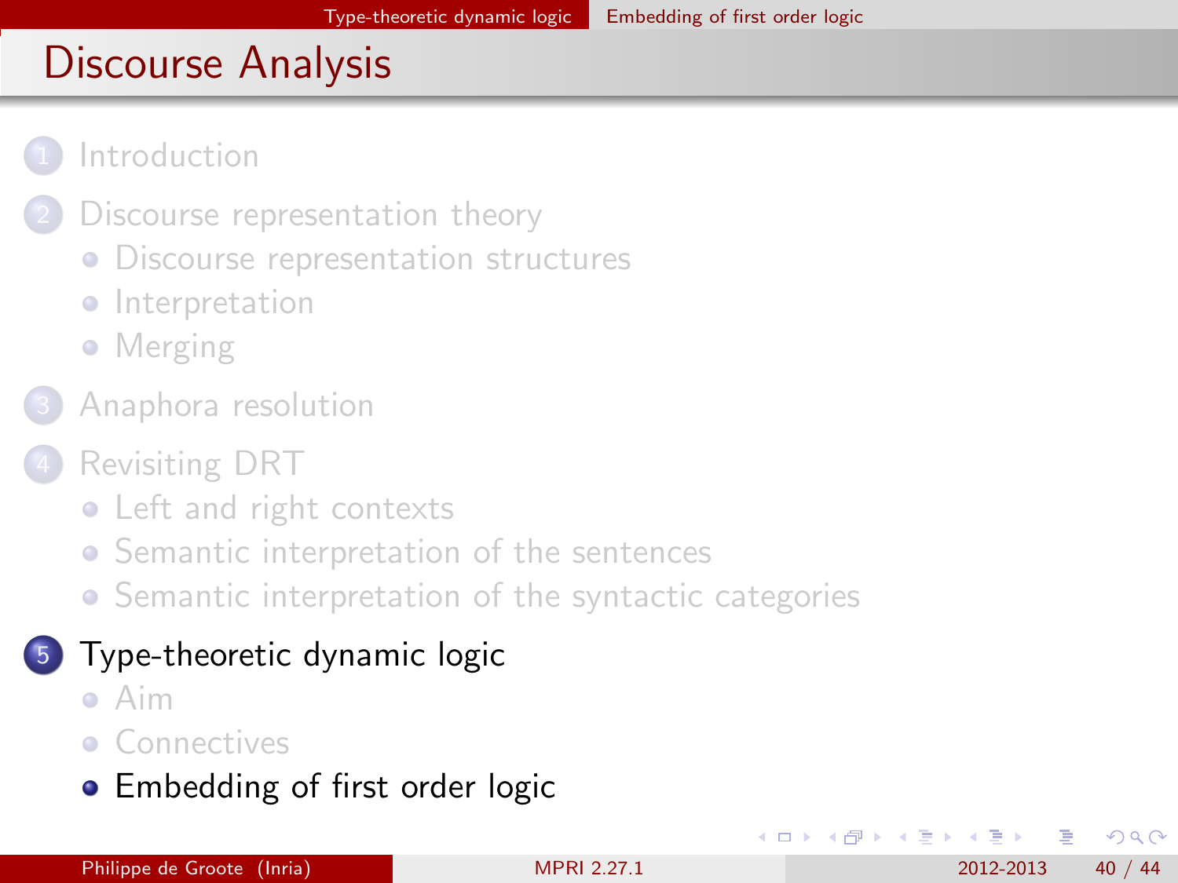# Discourse Analysis

1. Introduction
2. Discourse representation theory
   - Discourse representation structures
   - Interpretation
   - Merging
3. Anaphora resolution
4. Revisiting DRT
   - Left and right contexts
   - Semantic interpretation of the sentences
   - Semantic interpretation of the syntactic categories
5. Type-theoretic dynamic logic
   - Aim
   - Connectives
   - Embedding of first order logic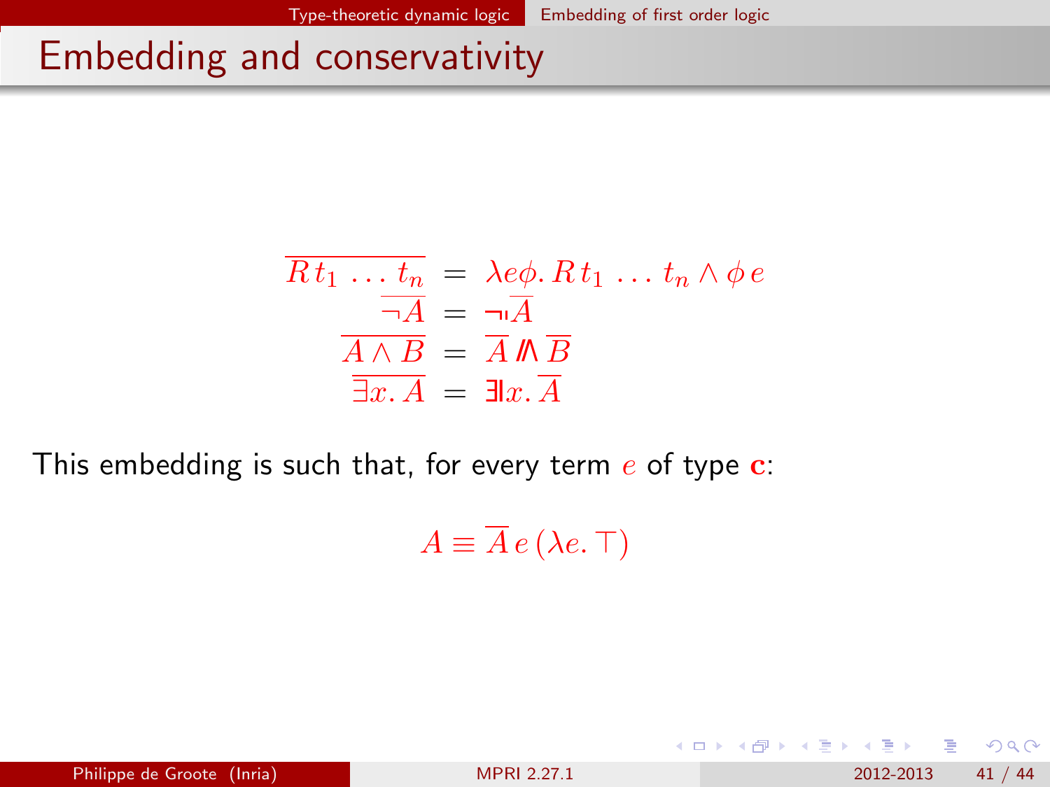# Embedding and conservativity

$$
\begin{aligned}
\overline{R\, t_1 \, \ldots \, t_n} &= \lambda e \phi.\, R\, t_1 \, \ldots \, t_n \wedge \phi\, e \\
\overline{\neg A} &= \neg\!\!\mid \overline{A} \\
\overline{A \wedge B} &= \overline{A} \mathbin{/\!\!\!\wedge} \overline{B} \\
\overline{\exists x.\, A} &= \exists\!\!\mid x.\, \overline{A}
\end{aligned}
$$

This embedding is such that, for every term $e$ of type $\mathbf{c}$:

$$
A \equiv \overline{A}\, e\, (\lambda e.\, \top)
$$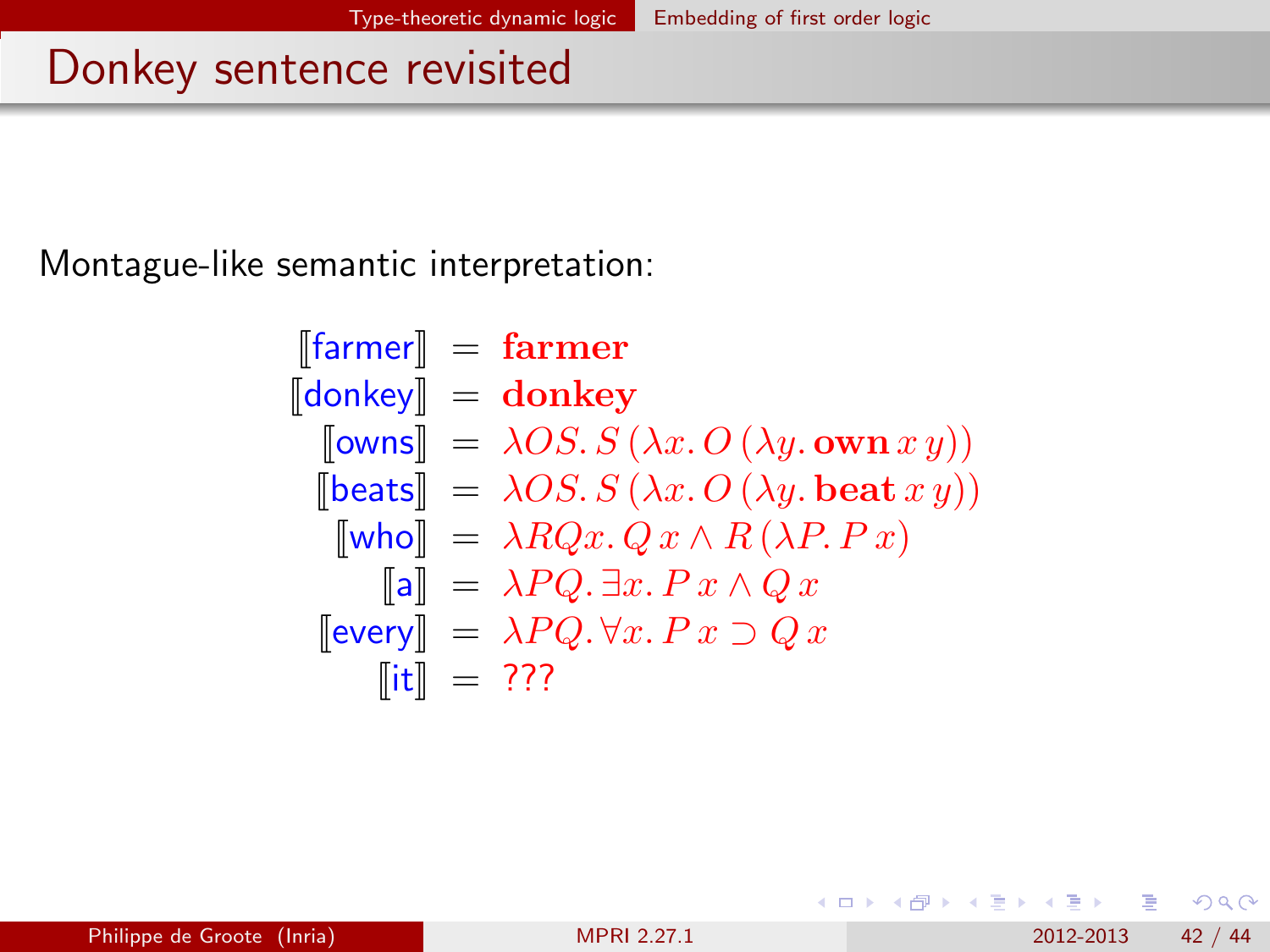# Donkey sentence revisited

Montague-like semantic interpretation:

$$
\begin{aligned}
[\![\text{farmer}]\!] &= \mathbf{farmer} \\
[\![\text{donkey}]\!] &= \mathbf{donkey} \\
[\![\text{owns}]\!] &= \lambda OS.\, S\,(\lambda x.\, O\,(\lambda y.\, \mathbf{own}\, x\, y)) \\
[\![\text{beats}]\!] &= \lambda OS.\, S\,(\lambda x.\, O\,(\lambda y.\, \mathbf{beat}\, x\, y)) \\
[\![\text{who}]\!] &= \lambda RQx.\, Q\, x \wedge R\,(\lambda P.\, P\, x) \\
[\![\text{a}]\!] &= \lambda PQ.\, \exists x.\, P\, x \wedge Q\, x \\
[\![\text{every}]\!] &= \lambda PQ.\, \forall x.\, P\, x \supset Q\, x \\
[\![\text{it}]\!] &= ???
\end{aligned}
$$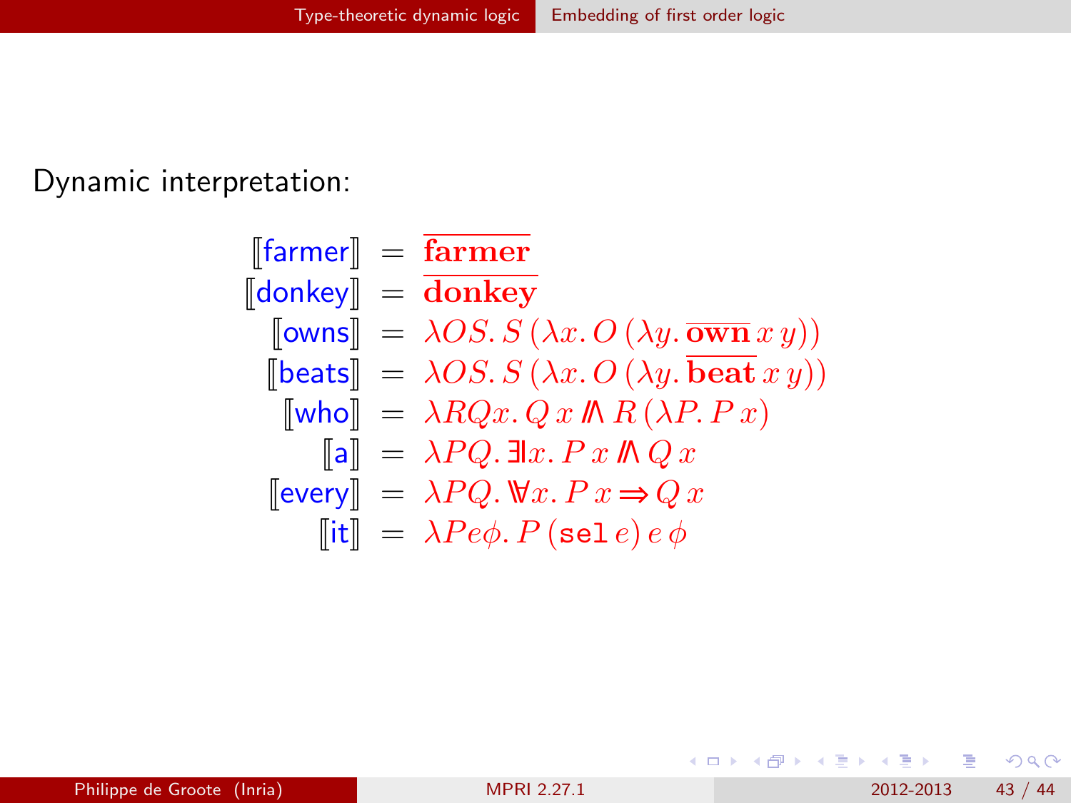Dynamic interpretation:

$$
\begin{array}{rcl}
[\![\text{farmer}]\!] & = & \overline{\mathbf{farmer}} \\
[\![\text{donkey}]\!] & = & \overline{\mathbf{donkey}} \\
[\![\text{owns}]\!] & = & \lambda OS.\, S\,(\lambda x.\, O\,(\lambda y.\, \overline{\mathbf{own}}\, x\, y)) \\
[\![\text{beats}]\!] & = & \lambda OS.\, S\,(\lambda x.\, O\,(\lambda y.\, \overline{\mathbf{beat}}\, x\, y)) \\
[\![\text{who}]\!] & = & \lambda RQx.\, Q\, x \mathbin{\overline{\wedge}} R\,(\lambda P.\, P\, x) \\
[\![\text{a}]\!] & = & \lambda PQ.\, \overline{\exists} x.\, P\, x \mathbin{\overline{\wedge}} Q\, x \\
[\![\text{every}]\!] & = & \lambda PQ.\, \overline{\forall} x.\, P\, x \mathbin{\overline{\Rightarrow}} Q\, x \\
[\![\text{it}]\!] & = & \lambda Pe\phi.\, P\,(\mathtt{sel}\, e)\, e\, \phi
\end{array}
$$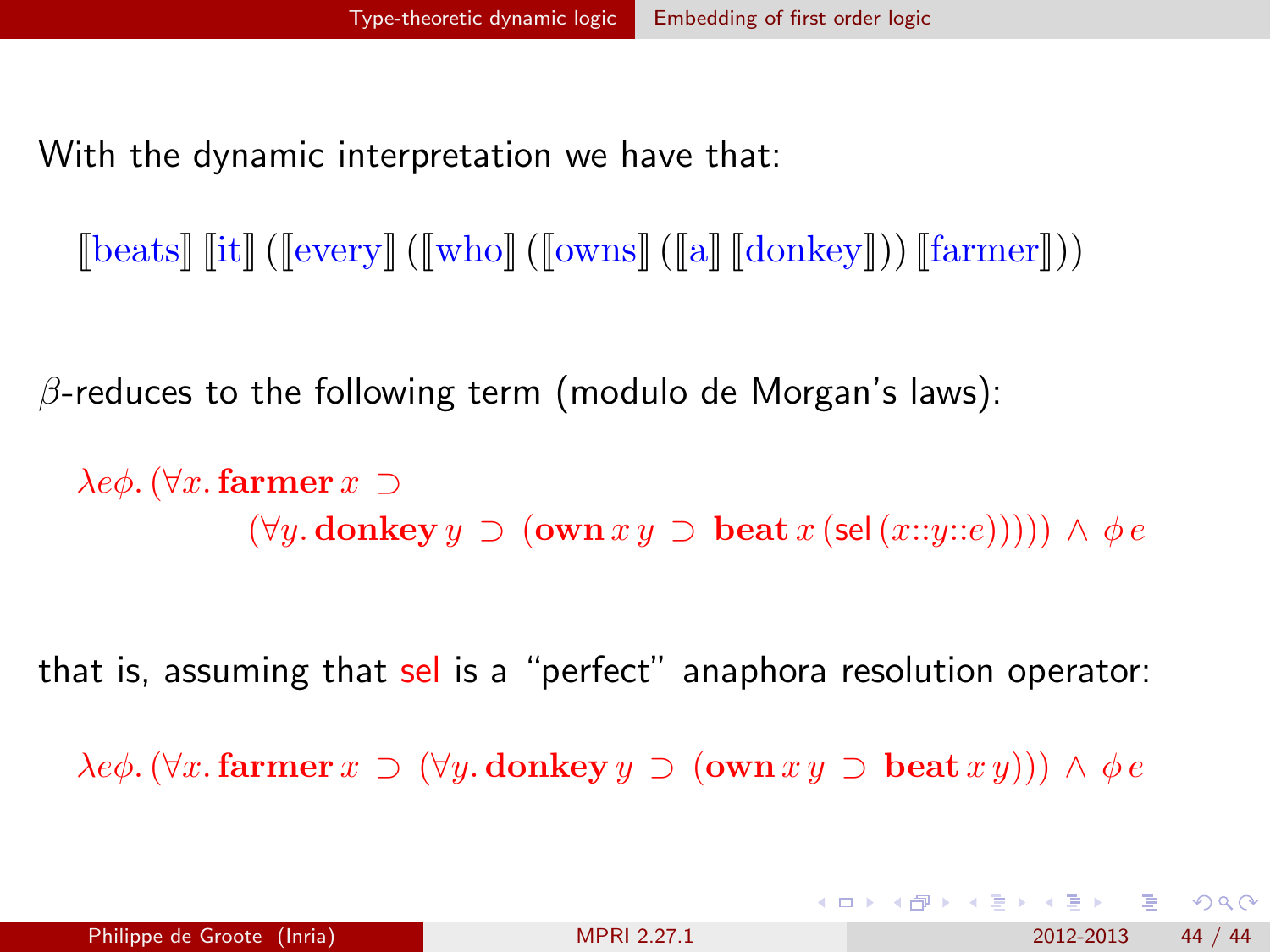With the dynamic interpretation we have that:

$$[\![\text{beats}]\!]\,[\![\text{it}]\!]\,([\![\text{every}]\!]\,([\![\text{who}]\!]\,([\![\text{owns}]\!]\,([\![\text{a}]\!]\,[\![\text{donkey}]\!]))\,[\![\text{farmer}]\!]))$$

$\beta$-reduces to the following term (modulo de Morgan's laws):

$$\lambda e\phi.\,(\forall x.\,\mathbf{farmer}\,x \supset (\forall y.\,\mathbf{donkey}\,y \supset (\mathbf{own}\,x\,y \supset \mathbf{beat}\,x\,(\mathsf{sel}\,(x{::}y{::}e))))) \wedge \phi\,e$$

that is, assuming that sel is a "perfect" anaphora resolution operator:

$$\lambda e\phi.\,(\forall x.\,\mathbf{farmer}\,x \supset (\forall y.\,\mathbf{donkey}\,y \supset (\mathbf{own}\,x\,y \supset \mathbf{beat}\,x\,y))) \wedge \phi\,e$$